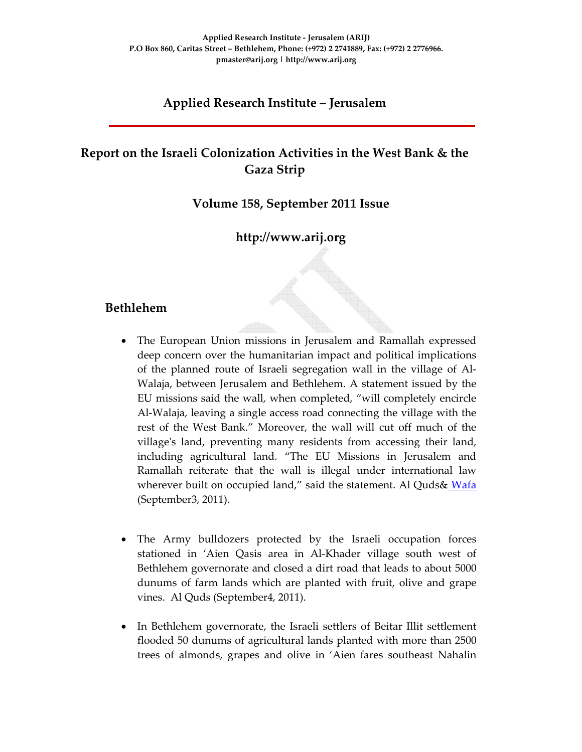Applied Research Institute - Jerusalem (ARIJ)
P.O Box 860, Caritas Street – Bethlehem, Phone: (+972) 2 2741889, Fax: (+972) 2 2776966.
pmaster@arij.org | http://www.arij.org

# Applied Research Institute – Jerusalem

## Report on the Israeli Colonization Activities in the West Bank & the Gaza Strip

### Volume 158, September 2011 Issue

### http://www.arij.org

## Bethlehem

- The European Union missions in Jerusalem and Ramallah expressed deep concern over the humanitarian impact and political implications of the planned route of Israeli segregation wall in the village of Al-Walaja, between Jerusalem and Bethlehem. A statement issued by the EU missions said the wall, when completed, "will completely encircle Al-Walaja, leaving a single access road connecting the village with the rest of the West Bank." Moreover, the wall will cut off much of the village's land, preventing many residents from accessing their land, including agricultural land. "The EU Missions in Jerusalem and Ramallah reiterate that the wall is illegal under international law wherever built on occupied land," said the statement. Al Quds& Wafa (September3, 2011).

- The Army bulldozers protected by the Israeli occupation forces stationed in 'Aien Qasis area in Al-Khader village south west of Bethlehem governorate and closed a dirt road that leads to about 5000 dunums of farm lands which are planted with fruit, olive and grape vines. Al Quds (September4, 2011).

- In Bethlehem governorate, the Israeli settlers of Beitar Illit settlement flooded 50 dunums of agricultural lands planted with more than 2500 trees of almonds, grapes and olive in 'Aien fares southeast Nahalin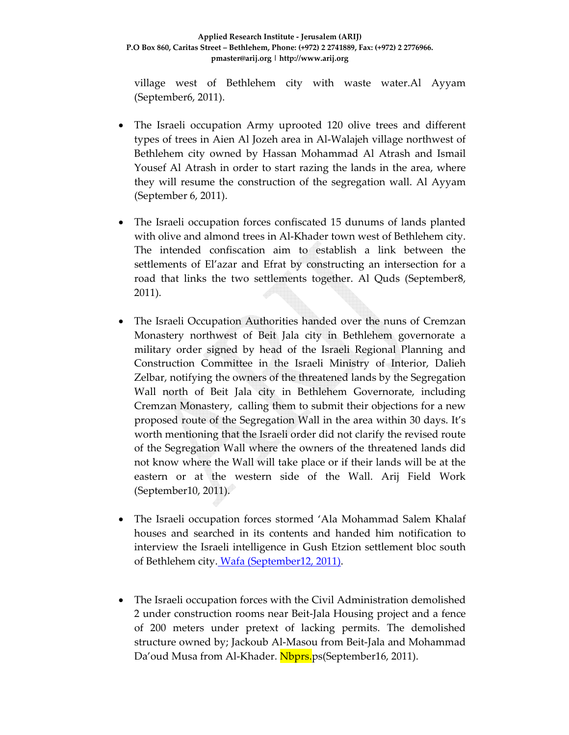village west of Bethlehem city with waste water.Al Ayyam (September6, 2011).

- The Israeli occupation Army uprooted 120 olive trees and different types of trees in Aien Al Jozeh area in Al-Walajeh village northwest of Bethlehem city owned by Hassan Mohammad Al Atrash and Ismail Yousef Al Atrash in order to start razing the lands in the area, where they will resume the construction of the segregation wall. Al Ayyam (September 6, 2011).

- The Israeli occupation forces confiscated 15 dunums of lands planted with olive and almond trees in Al-Khader town west of Bethlehem city. The intended confiscation aim to establish a link between the settlements of El'azar and Efrat by constructing an intersection for a road that links the two settlements together. Al Quds (September8, 2011).

- The Israeli Occupation Authorities handed over the nuns of Cremzan Monastery northwest of Beit Jala city in Bethlehem governorate a military order signed by head of the Israeli Regional Planning and Construction Committee in the Israeli Ministry of Interior, Dalieh Zelbar, notifying the owners of the threatened lands by the Segregation Wall north of Beit Jala city in Bethlehem Governorate, including Cremzan Monastery, calling them to submit their objections for a new proposed route of the Segregation Wall in the area within 30 days. It's worth mentioning that the Israeli order did not clarify the revised route of the Segregation Wall where the owners of the threatened lands did not know where the Wall will take place or if their lands will be at the eastern or at the western side of the Wall. Arij Field Work (September10, 2011).

- The Israeli occupation forces stormed 'Ala Mohammad Salem Khalaf houses and searched in its contents and handed him notification to interview the Israeli intelligence in Gush Etzion settlement bloc south of Bethlehem city. Wafa (September12, 2011).

- The Israeli occupation forces with the Civil Administration demolished 2 under construction rooms near Beit-Jala Housing project and a fence of 200 meters under pretext of lacking permits. The demolished structure owned by; Jackoub Al-Masou from Beit-Jala and Mohammad Da'oud Musa from Al-Khader. Nbprs.ps(September16, 2011).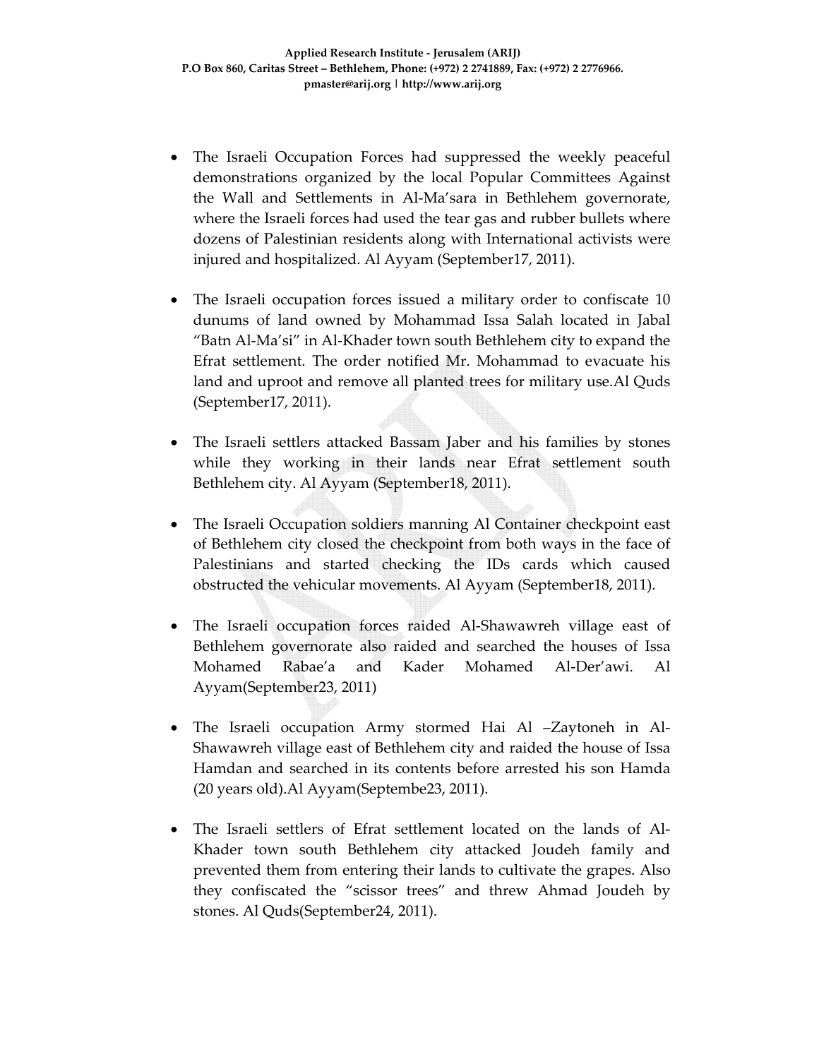- The Israeli Occupation Forces had suppressed the weekly peaceful demonstrations organized by the local Popular Committees Against the Wall and Settlements in Al-Ma'sara in Bethlehem governorate, where the Israeli forces had used the tear gas and rubber bullets where dozens of Palestinian residents along with International activists were injured and hospitalized. Al Ayyam (September17, 2011).

- The Israeli occupation forces issued a military order to confiscate 10 dunums of land owned by Mohammad Issa Salah located in Jabal "Batn Al-Ma'si" in Al-Khader town south Bethlehem city to expand the Efrat settlement. The order notified Mr. Mohammad to evacuate his land and uproot and remove all planted trees for military use.Al Quds (September17, 2011).

- The Israeli settlers attacked Bassam Jaber and his families by stones while they working in their lands near Efrat settlement south Bethlehem city. Al Ayyam (September18, 2011).

- The Israeli Occupation soldiers manning Al Container checkpoint east of Bethlehem city closed the checkpoint from both ways in the face of Palestinians and started checking the IDs cards which caused obstructed the vehicular movements. Al Ayyam (September18, 2011).

- The Israeli occupation forces raided Al-Shawawreh village east of Bethlehem governorate also raided and searched the houses of Issa Mohamed Rabae'a and Kader Mohamed Al-Der'awi. Al Ayyam(September23, 2011)

- The Israeli occupation Army stormed Hai Al –Zaytoneh in Al-Shawawreh village east of Bethlehem city and raided the house of Issa Hamdan and searched in its contents before arrested his son Hamda (20 years old).Al Ayyam(Septembe23, 2011).

- The Israeli settlers of Efrat settlement located on the lands of Al-Khader town south Bethlehem city attacked Joudeh family and prevented them from entering their lands to cultivate the grapes. Also they confiscated the "scissor trees" and threw Ahmad Joudeh by stones. Al Quds(September24, 2011).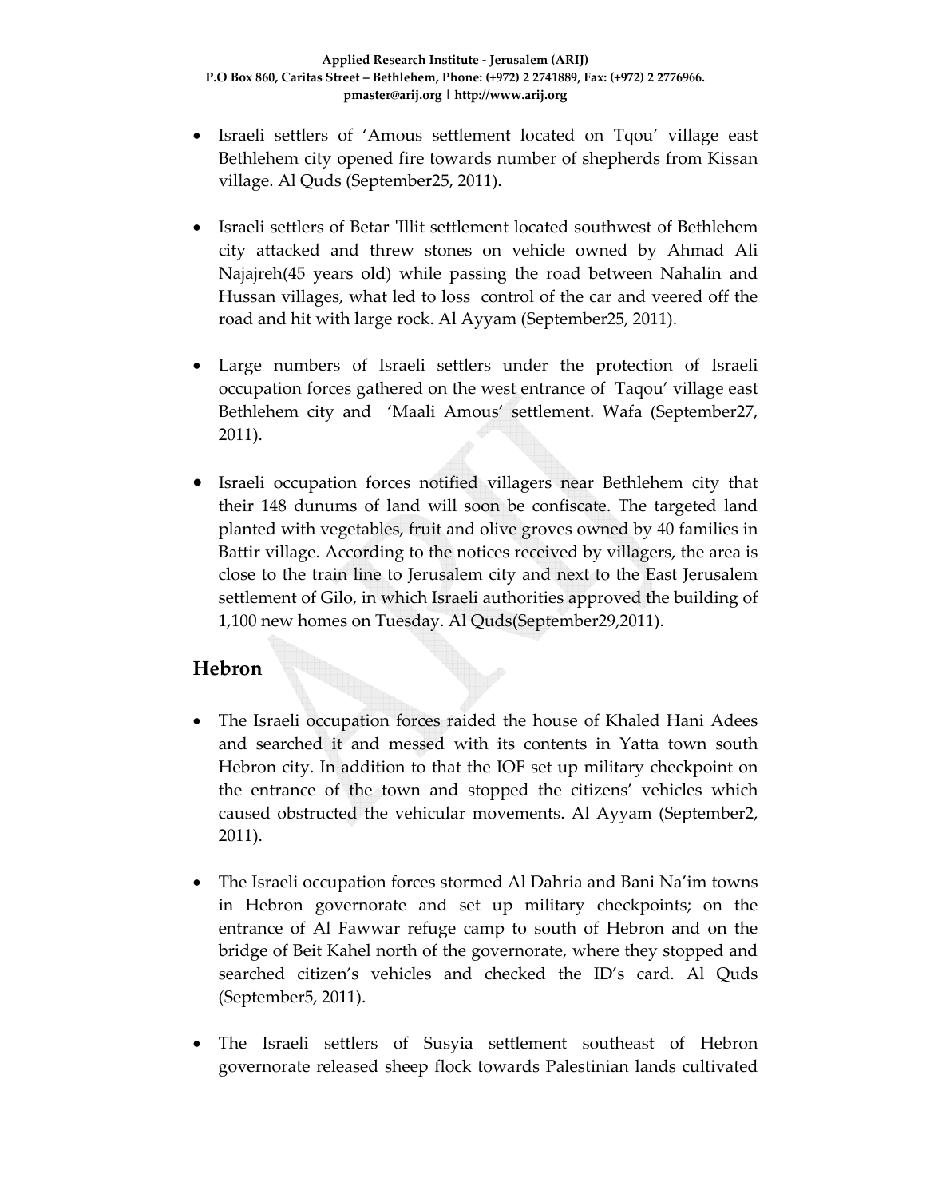- Israeli settlers of 'Amous settlement located on Tqou' village east Bethlehem city opened fire towards number of shepherds from Kissan village. Al Quds (September25, 2011).

- Israeli settlers of Betar 'Illit settlement located southwest of Bethlehem city attacked and threw stones on vehicle owned by Ahmad Ali Najajreh(45 years old) while passing the road between Nahalin and Hussan villages, what led to loss control of the car and veered off the road and hit with large rock. Al Ayyam (September25, 2011).

- Large numbers of Israeli settlers under the protection of Israeli occupation forces gathered on the west entrance of Taqou' village east Bethlehem city and 'Maali Amous' settlement. Wafa (September27, 2011).

- Israeli occupation forces notified villagers near Bethlehem city that their 148 dunums of land will soon be confiscate. The targeted land planted with vegetables, fruit and olive groves owned by 40 families in Battir village. According to the notices received by villagers, the area is close to the train line to Jerusalem city and next to the East Jerusalem settlement of Gilo, in which Israeli authorities approved the building of 1,100 new homes on Tuesday. Al Quds(September29,2011).

## Hebron

- The Israeli occupation forces raided the house of Khaled Hani Adees and searched it and messed with its contents in Yatta town south Hebron city. In addition to that the IOF set up military checkpoint on the entrance of the town and stopped the citizens' vehicles which caused obstructed the vehicular movements. Al Ayyam (September2, 2011).

- The Israeli occupation forces stormed Al Dahria and Bani Na'im towns in Hebron governorate and set up military checkpoints; on the entrance of Al Fawwar refuge camp to south of Hebron and on the bridge of Beit Kahel north of the governorate, where they stopped and searched citizen's vehicles and checked the ID's card. Al Quds (September5, 2011).

- The Israeli settlers of Susyia settlement southeast of Hebron governorate released sheep flock towards Palestinian lands cultivated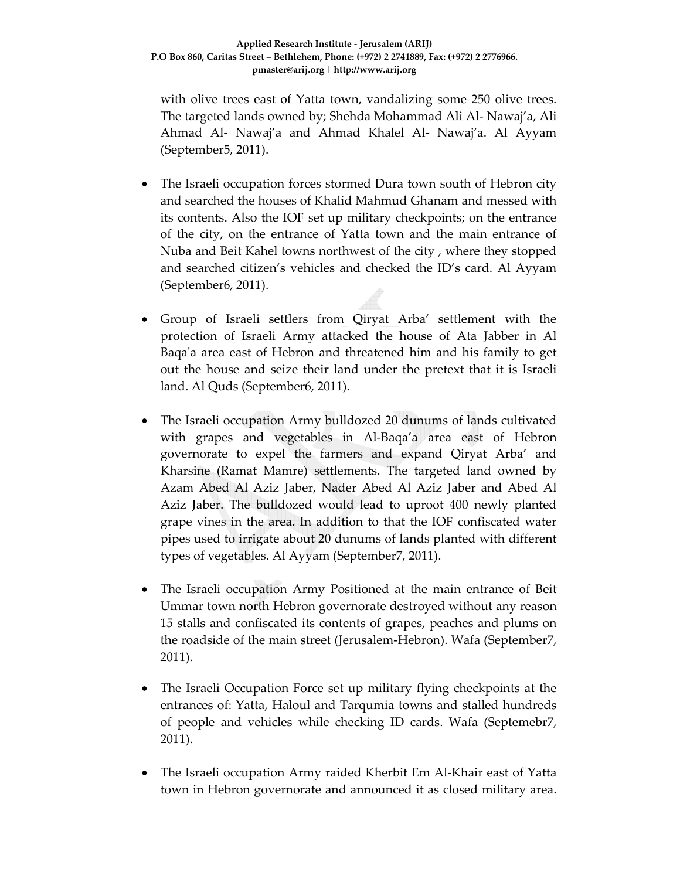with olive trees east of Yatta town, vandalizing some 250 olive trees. The targeted lands owned by; Shehda Mohammad Ali Al- Nawaj'a, Ali Ahmad Al- Nawaj'a and Ahmad Khalel Al- Nawaj'a. Al Ayyam (September5, 2011).

- The Israeli occupation forces stormed Dura town south of Hebron city and searched the houses of Khalid Mahmud Ghanam and messed with its contents. Also the IOF set up military checkpoints; on the entrance of the city, on the entrance of Yatta town and the main entrance of Nuba and Beit Kahel towns northwest of the city , where they stopped and searched citizen's vehicles and checked the ID's card. Al Ayyam (September6, 2011).

- Group of Israeli settlers from Qiryat Arba' settlement with the protection of Israeli Army attacked the house of Ata Jabber in Al Baqa'a area east of Hebron and threatened him and his family to get out the house and seize their land under the pretext that it is Israeli land. Al Quds (September6, 2011).

- The Israeli occupation Army bulldozed 20 dunums of lands cultivated with grapes and vegetables in Al-Baqa'a area east of Hebron governorate to expel the farmers and expand Qiryat Arba' and Kharsine (Ramat Mamre) settlements. The targeted land owned by Azam Abed Al Aziz Jaber, Nader Abed Al Aziz Jaber and Abed Al Aziz Jaber. The bulldozed would lead to uproot 400 newly planted grape vines in the area. In addition to that the IOF confiscated water pipes used to irrigate about 20 dunums of lands planted with different types of vegetables. Al Ayyam (September7, 2011).

- The Israeli occupation Army Positioned at the main entrance of Beit Ummar town north Hebron governorate destroyed without any reason 15 stalls and confiscated its contents of grapes, peaches and plums on the roadside of the main street (Jerusalem-Hebron). Wafa (September7, 2011).

- The Israeli Occupation Force set up military flying checkpoints at the entrances of: Yatta, Haloul and Tarqumia towns and stalled hundreds of people and vehicles while checking ID cards. Wafa (Septemebr7, 2011).

- The Israeli occupation Army raided Kherbit Em Al-Khair east of Yatta town in Hebron governorate and announced it as closed military area.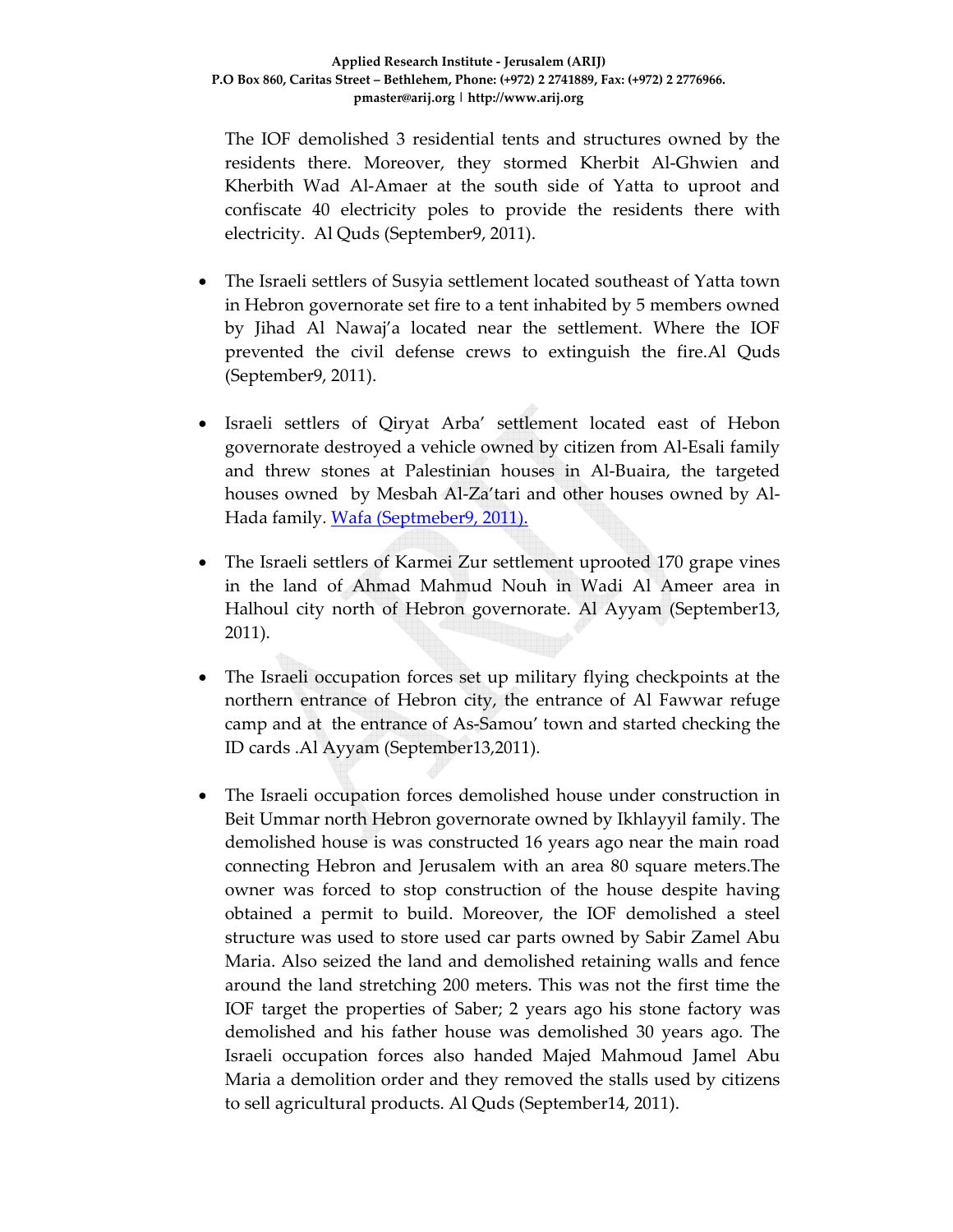The IOF demolished 3 residential tents and structures owned by the residents there. Moreover, they stormed Kherbit Al-Ghwien and Kherbith Wad Al-Amaer at the south side of Yatta to uproot and confiscate 40 electricity poles to provide the residents there with electricity. Al Quds (September9, 2011).

- The Israeli settlers of Susyia settlement located southeast of Yatta town in Hebron governorate set fire to a tent inhabited by 5 members owned by Jihad Al Nawaj'a located near the settlement. Where the IOF prevented the civil defense crews to extinguish the fire.Al Quds (September9, 2011).

- Israeli settlers of Qiryat Arba' settlement located east of Hebon governorate destroyed a vehicle owned by citizen from Al-Esali family and threw stones at Palestinian houses in Al-Buaira, the targeted houses owned by Mesbah Al-Za'tari and other houses owned by Al-Hada family. Wafa (Septmeber9, 2011).

- The Israeli settlers of Karmei Zur settlement uprooted 170 grape vines in the land of Ahmad Mahmud Nouh in Wadi Al Ameer area in Halhoul city north of Hebron governorate. Al Ayyam (September13, 2011).

- The Israeli occupation forces set up military flying checkpoints at the northern entrance of Hebron city, the entrance of Al Fawwar refuge camp and at the entrance of As-Samou' town and started checking the ID cards .Al Ayyam (September13,2011).

- The Israeli occupation forces demolished house under construction in Beit Ummar north Hebron governorate owned by Ikhlayyil family. The demolished house is was constructed 16 years ago near the main road connecting Hebron and Jerusalem with an area 80 square meters.The owner was forced to stop construction of the house despite having obtained a permit to build. Moreover, the IOF demolished a steel structure was used to store used car parts owned by Sabir Zamel Abu Maria. Also seized the land and demolished retaining walls and fence around the land stretching 200 meters. This was not the first time the IOF target the properties of Saber; 2 years ago his stone factory was demolished and his father house was demolished 30 years ago. The Israeli occupation forces also handed Majed Mahmoud Jamel Abu Maria a demolition order and they removed the stalls used by citizens to sell agricultural products. Al Quds (September14, 2011).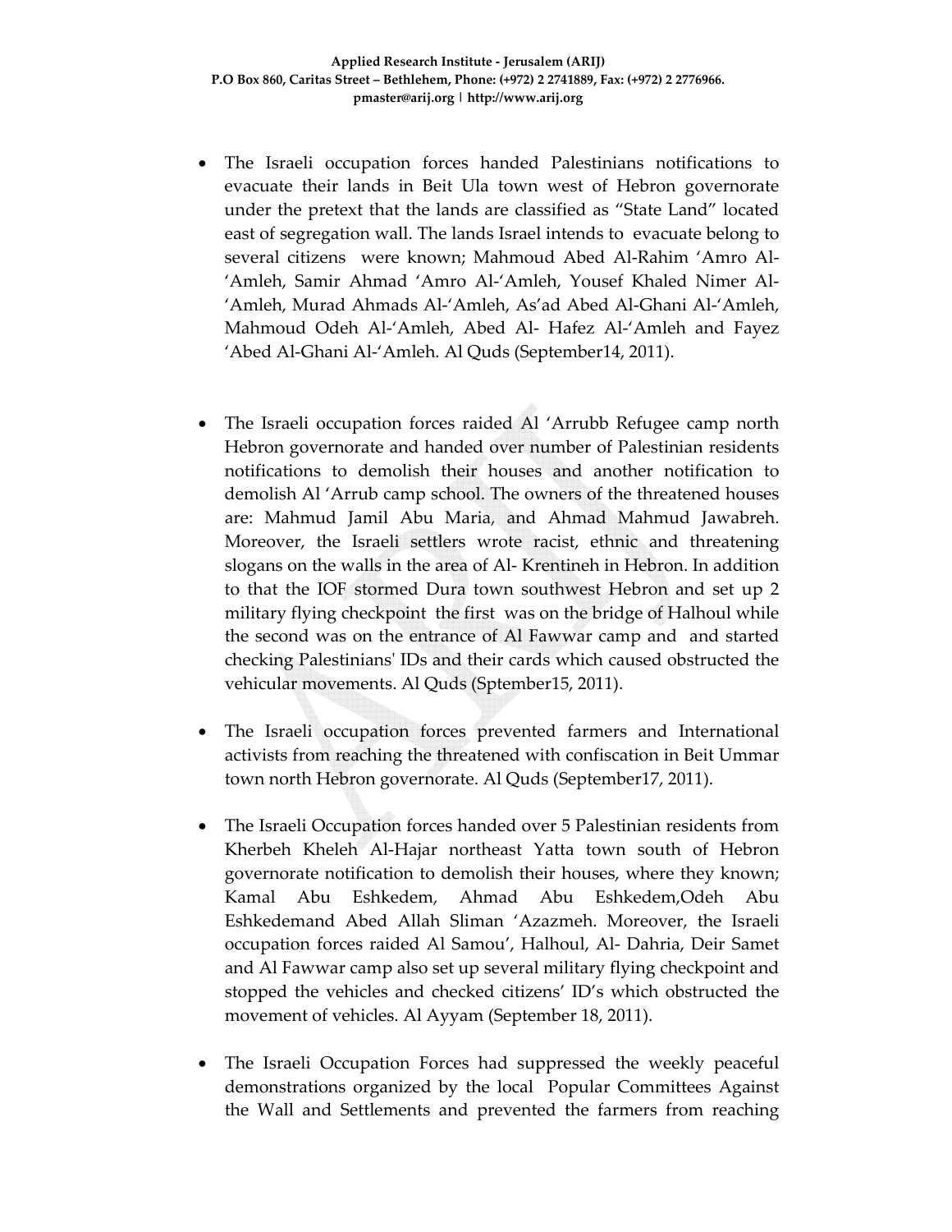- The Israeli occupation forces handed Palestinians notifications to evacuate their lands in Beit Ula town west of Hebron governorate under the pretext that the lands are classified as "State Land" located east of segregation wall. The lands Israel intends to evacuate belong to several citizens were known; Mahmoud Abed Al-Rahim 'Amro Al-'Amleh, Samir Ahmad 'Amro Al-'Amleh, Yousef Khaled Nimer Al-'Amleh, Murad Ahmads Al-'Amleh, As'ad Abed Al-Ghani Al-'Amleh, Mahmoud Odeh Al-'Amleh, Abed Al- Hafez Al-'Amleh and Fayez 'Abed Al-Ghani Al-'Amleh. Al Quds (September14, 2011).

- The Israeli occupation forces raided Al 'Arrubb Refugee camp north Hebron governorate and handed over number of Palestinian residents notifications to demolish their houses and another notification to demolish Al 'Arrub camp school. The owners of the threatened houses are: Mahmud Jamil Abu Maria, and Ahmad Mahmud Jawabreh. Moreover, the Israeli settlers wrote racist, ethnic and threatening slogans on the walls in the area of Al- Krentineh in Hebron. In addition to that the IOF stormed Dura town southwest Hebron and set up 2 military flying checkpoint the first was on the bridge of Halhoul while the second was on the entrance of Al Fawwar camp and and started checking Palestinians' IDs and their cards which caused obstructed the vehicular movements. Al Quds (Sptember15, 2011).

- The Israeli occupation forces prevented farmers and International activists from reaching the threatened with confiscation in Beit Ummar town north Hebron governorate. Al Quds (September17, 2011).

- The Israeli Occupation forces handed over 5 Palestinian residents from Kherbeh Kheleh Al-Hajar northeast Yatta town south of Hebron governorate notification to demolish their houses, where they known; Kamal Abu Eshkedem, Ahmad Abu Eshkedem,Odeh Abu Eshkedemand Abed Allah Sliman 'Azazmeh. Moreover, the Israeli occupation forces raided Al Samou', Halhoul, Al- Dahria, Deir Samet and Al Fawwar camp also set up several military flying checkpoint and stopped the vehicles and checked citizens' ID's which obstructed the movement of vehicles. Al Ayyam (September 18, 2011).

- The Israeli Occupation Forces had suppressed the weekly peaceful demonstrations organized by the local Popular Committees Against the Wall and Settlements and prevented the farmers from reaching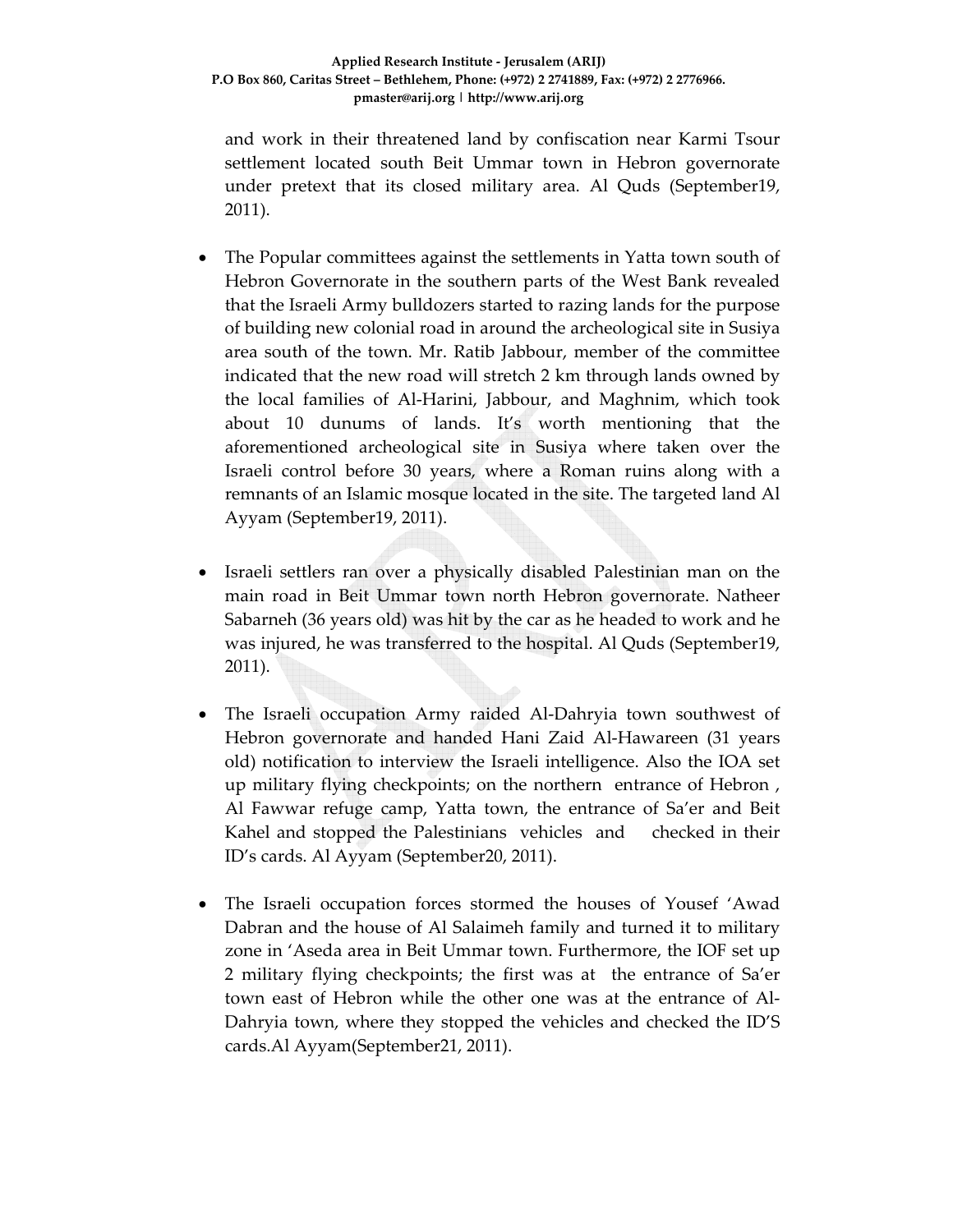and work in their threatened land by confiscation near Karmi Tsour settlement located south Beit Ummar town in Hebron governorate under pretext that its closed military area. Al Quds (September19, 2011).

- The Popular committees against the settlements in Yatta town south of Hebron Governorate in the southern parts of the West Bank revealed that the Israeli Army bulldozers started to razing lands for the purpose of building new colonial road in around the archeological site in Susiya area south of the town. Mr. Ratib Jabbour, member of the committee indicated that the new road will stretch 2 km through lands owned by the local families of Al-Harini, Jabbour, and Maghnim, which took about 10 dunums of lands. It's worth mentioning that the aforementioned archeological site in Susiya where taken over the Israeli control before 30 years, where a Roman ruins along with a remnants of an Islamic mosque located in the site. The targeted land Al Ayyam (September19, 2011).

- Israeli settlers ran over a physically disabled Palestinian man on the main road in Beit Ummar town north Hebron governorate. Natheer Sabarneh (36 years old) was hit by the car as he headed to work and he was injured, he was transferred to the hospital. Al Quds (September19, 2011).

- The Israeli occupation Army raided Al-Dahryia town southwest of Hebron governorate and handed Hani Zaid Al-Hawareen (31 years old) notification to interview the Israeli intelligence. Also the IOA set up military flying checkpoints; on the northern entrance of Hebron , Al Fawwar refuge camp, Yatta town, the entrance of Sa'er and Beit Kahel and stopped the Palestinians vehicles and checked in their ID's cards. Al Ayyam (September20, 2011).

- The Israeli occupation forces stormed the houses of Yousef 'Awad Dabran and the house of Al Salaimeh family and turned it to military zone in 'Aseda area in Beit Ummar town. Furthermore, the IOF set up 2 military flying checkpoints; the first was at the entrance of Sa'er town east of Hebron while the other one was at the entrance of Al-Dahryia town, where they stopped the vehicles and checked the ID'S cards.Al Ayyam(September21, 2011).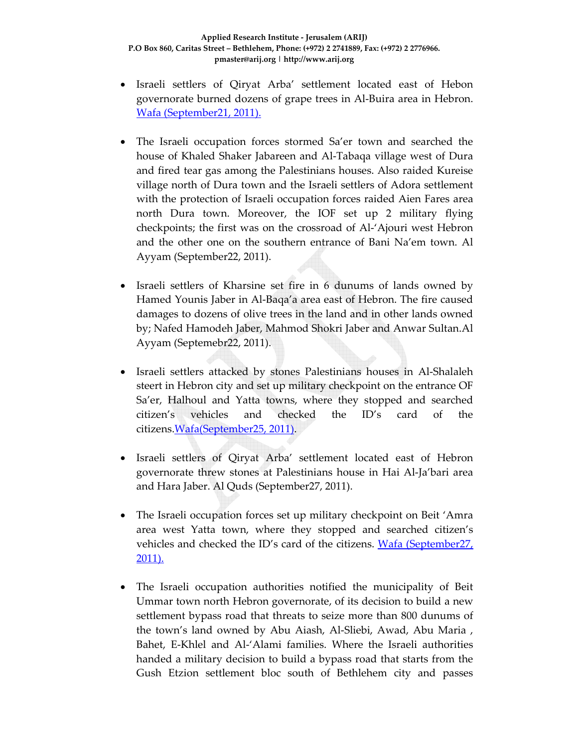- Israeli settlers of Qiryat Arba' settlement located east of Hebon governorate burned dozens of grape trees in Al-Buira area in Hebron. [Wafa (September21, 2011).]

- The Israeli occupation forces stormed Sa'er town and searched the house of Khaled Shaker Jabareen and Al-Tabaqa village west of Dura and fired tear gas among the Palestinians houses. Also raided Kureise village north of Dura town and the Israeli settlers of Adora settlement with the protection of Israeli occupation forces raided Aien Fares area north Dura town. Moreover, the IOF set up 2 military flying checkpoints; the first was on the crossroad of Al-'Ajouri west Hebron and the other one on the southern entrance of Bani Na'em town. Al Ayyam (September22, 2011).

- Israeli settlers of Kharsine set fire in 6 dunums of lands owned by Hamed Younis Jaber in Al-Baqa'a area east of Hebron. The fire caused damages to dozens of olive trees in the land and in other lands owned by; Nafed Hamodeh Jaber, Mahmod Shokri Jaber and Anwar Sultan.Al Ayyam (Septemebr22, 2011).

- Israeli settlers attacked by stones Palestinians houses in Al-Shalaleh steert in Hebron city and set up military checkpoint on the entrance OF Sa'er, Halhoul and Yatta towns, where they stopped and searched citizen's vehicles and checked the ID's card of the citizens.[Wafa(September25, 2011)].

- Israeli settlers of Qiryat Arba' settlement located east of Hebron governorate threw stones at Palestinians house in Hai Al-Ja'bari area and Hara Jaber. Al Quds (September27, 2011).

- The Israeli occupation forces set up military checkpoint on Beit 'Amra area west Yatta town, where they stopped and searched citizen's vehicles and checked the ID's card of the citizens. [Wafa (September27, 2011).]

- The Israeli occupation authorities notified the municipality of Beit Ummar town north Hebron governorate, of its decision to build a new settlement bypass road that threats to seize more than 800 dunums of the town's land owned by Abu Aiash, Al-Sliebi, Awad, Abu Maria , Bahet, E-Khlel and Al-'Alami families. Where the Israeli authorities handed a military decision to build a bypass road that starts from the Gush Etzion settlement bloc south of Bethlehem city and passes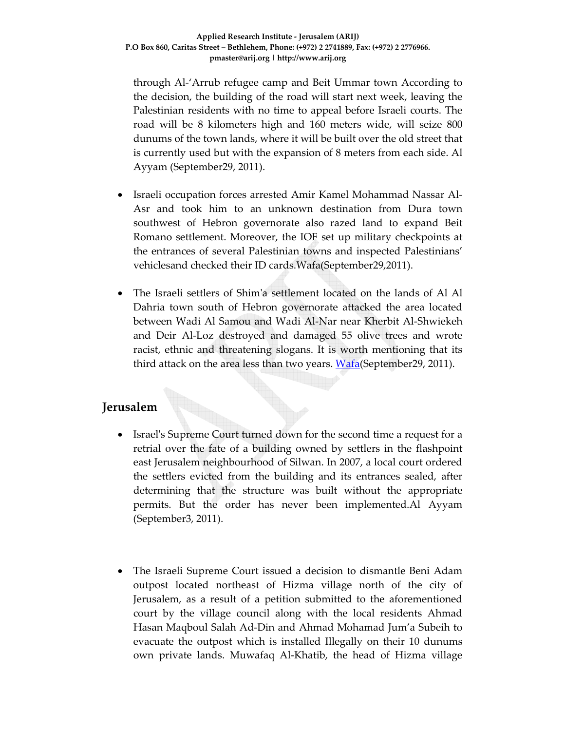through Al-'Arrub refugee camp and Beit Ummar town According to the decision, the building of the road will start next week, leaving the Palestinian residents with no time to appeal before Israeli courts. The road will be 8 kilometers high and 160 meters wide, will seize 800 dunums of the town lands, where it will be built over the old street that is currently used but with the expansion of 8 meters from each side. Al Ayyam (September29, 2011).

- Israeli occupation forces arrested Amir Kamel Mohammad Nassar Al-Asr and took him to an unknown destination from Dura town southwest of Hebron governorate also razed land to expand Beit Romano settlement. Moreover, the IOF set up military checkpoints at the entrances of several Palestinian towns and inspected Palestinians' vehiclesand checked their ID cards.Wafa(September29,2011).

- The Israeli settlers of Shim'a settlement located on the lands of Al Al Dahria town south of Hebron governorate attacked the area located between Wadi Al Samou and Wadi Al-Nar near Kherbit Al-Shwiekeh and Deir Al-Loz destroyed and damaged 55 olive trees and wrote racist, ethnic and threatening slogans. It is worth mentioning that its third attack on the area less than two years. Wafa(September29, 2011).

## Jerusalem

- Israel's Supreme Court turned down for the second time a request for a retrial over the fate of a building owned by settlers in the flashpoint east Jerusalem neighbourhood of Silwan. In 2007, a local court ordered the settlers evicted from the building and its entrances sealed, after determining that the structure was built without the appropriate permits. But the order has never been implemented.Al Ayyam (September3, 2011).

- The Israeli Supreme Court issued a decision to dismantle Beni Adam outpost located northeast of Hizma village north of the city of Jerusalem, as a result of a petition submitted to the aforementioned court by the village council along with the local residents Ahmad Hasan Maqboul Salah Ad-Din and Ahmad Mohamad Jum'a Subeih to evacuate the outpost which is installed Illegally on their 10 dunums own private lands. Muwafaq Al-Khatib, the head of Hizma village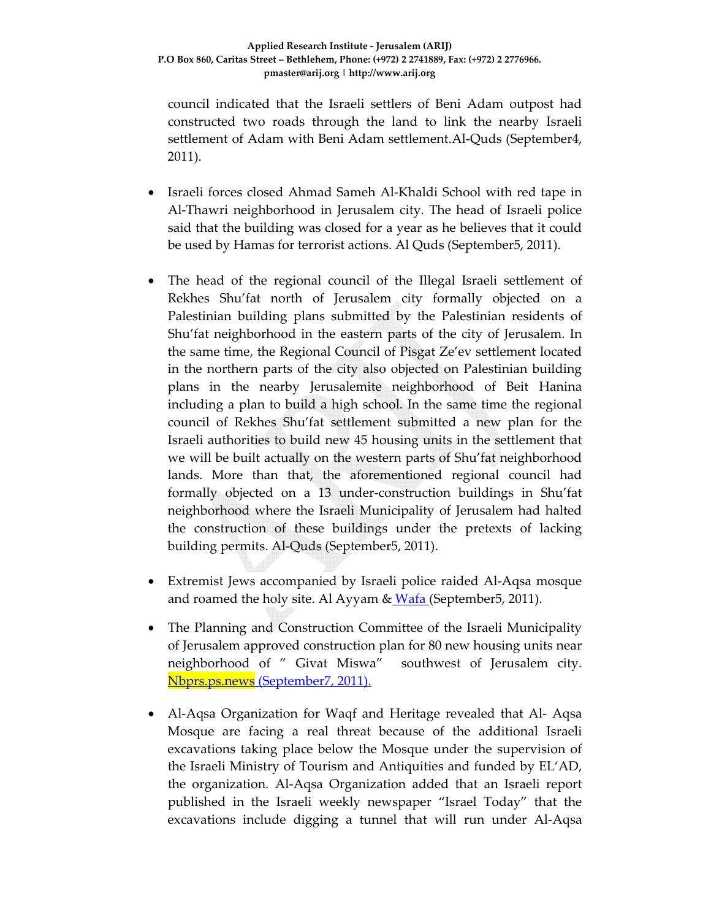council indicated that the Israeli settlers of Beni Adam outpost had constructed two roads through the land to link the nearby Israeli settlement of Adam with Beni Adam settlement.Al-Quds (September4, 2011).

- Israeli forces closed Ahmad Sameh Al-Khaldi School with red tape in Al-Thawri neighborhood in Jerusalem city. The head of Israeli police said that the building was closed for a year as he believes that it could be used by Hamas for terrorist actions. Al Quds (September5, 2011).

- The head of the regional council of the Illegal Israeli settlement of Rekhes Shu'fat north of Jerusalem city formally objected on a Palestinian building plans submitted by the Palestinian residents of Shu'fat neighborhood in the eastern parts of the city of Jerusalem. In the same time, the Regional Council of Pisgat Ze'ev settlement located in the northern parts of the city also objected on Palestinian building plans in the nearby Jerusalemite neighborhood of Beit Hanina including a plan to build a high school. In the same time the regional council of Rekhes Shu'fat settlement submitted a new plan for the Israeli authorities to build new 45 housing units in the settlement that we will be built actually on the western parts of Shu'fat neighborhood lands. More than that, the aforementioned regional council had formally objected on a 13 under-construction buildings in Shu'fat neighborhood where the Israeli Municipality of Jerusalem had halted the construction of these buildings under the pretexts of lacking building permits. Al-Quds (September5, 2011).

- Extremist Jews accompanied by Israeli police raided Al-Aqsa mosque and roamed the holy site. Al Ayyam & Wafa (September5, 2011).

- The Planning and Construction Committee of the Israeli Municipality of Jerusalem approved construction plan for 80 new housing units near neighborhood of " Givat Miswa" southwest of Jerusalem city. Nbprs.ps.news (September7, 2011).

- Al-Aqsa Organization for Waqf and Heritage revealed that Al- Aqsa Mosque are facing a real threat because of the additional Israeli excavations taking place below the Mosque under the supervision of the Israeli Ministry of Tourism and Antiquities and funded by EL'AD, the organization. Al-Aqsa Organization added that an Israeli report published in the Israeli weekly newspaper "Israel Today" that the excavations include digging a tunnel that will run under Al-Aqsa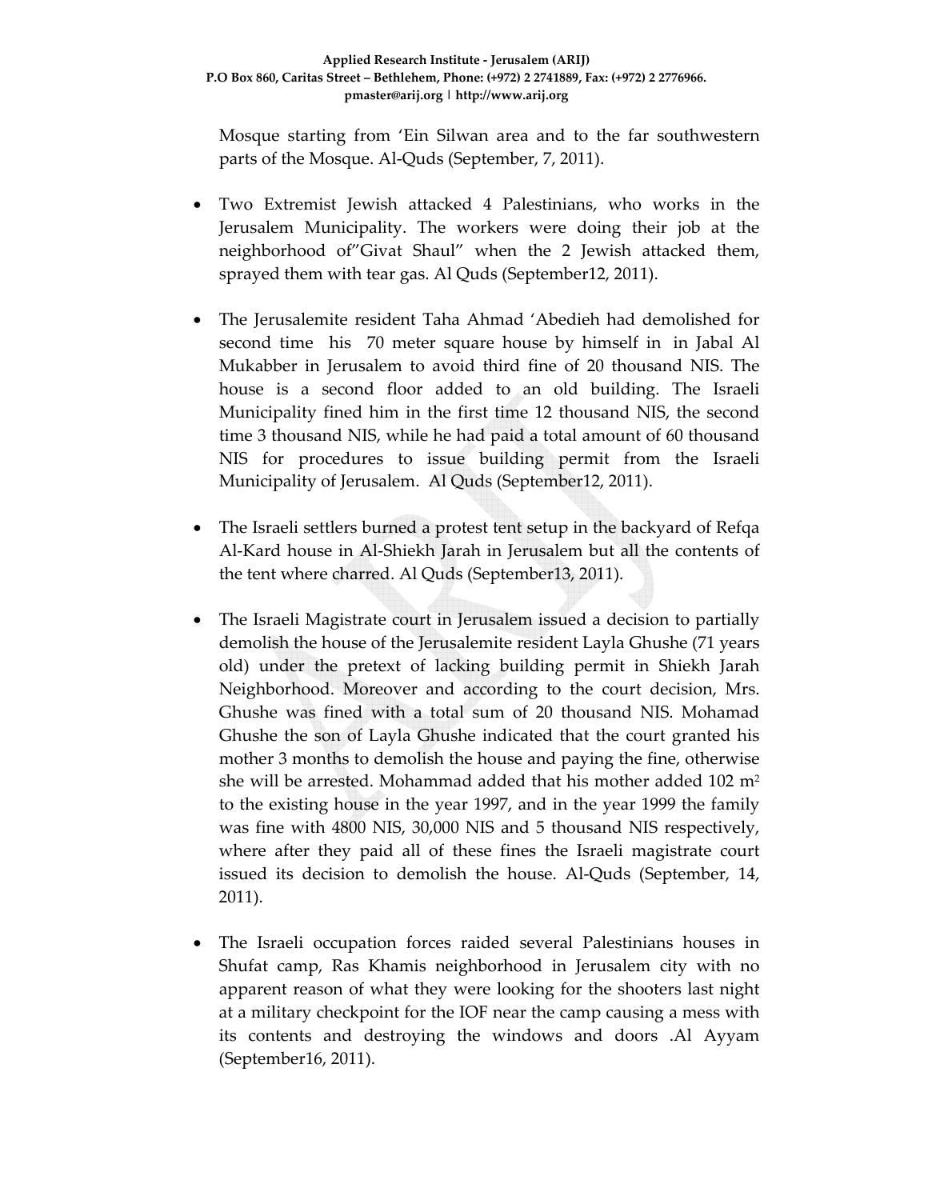Mosque starting from 'Ein Silwan area and to the far southwestern parts of the Mosque. Al-Quds (September, 7, 2011).

- Two Extremist Jewish attacked 4 Palestinians, who works in the Jerusalem Municipality. The workers were doing their job at the neighborhood of"Givat Shaul" when the 2 Jewish attacked them, sprayed them with tear gas. Al Quds (September12, 2011).

- The Jerusalemite resident Taha Ahmad 'Abedieh had demolished for second time his 70 meter square house by himself in in Jabal Al Mukabber in Jerusalem to avoid third fine of 20 thousand NIS. The house is a second floor added to an old building. The Israeli Municipality fined him in the first time 12 thousand NIS, the second time 3 thousand NIS, while he had paid a total amount of 60 thousand NIS for procedures to issue building permit from the Israeli Municipality of Jerusalem. Al Quds (September12, 2011).

- The Israeli settlers burned a protest tent setup in the backyard of Refqa Al-Kard house in Al-Shiekh Jarah in Jerusalem but all the contents of the tent where charred. Al Quds (September13, 2011).

- The Israeli Magistrate court in Jerusalem issued a decision to partially demolish the house of the Jerusalemite resident Layla Ghushe (71 years old) under the pretext of lacking building permit in Shiekh Jarah Neighborhood. Moreover and according to the court decision, Mrs. Ghushe was fined with a total sum of 20 thousand NIS. Mohamad Ghushe the son of Layla Ghushe indicated that the court granted his mother 3 months to demolish the house and paying the fine, otherwise she will be arrested. Mohammad added that his mother added 102 $m^2$ to the existing house in the year 1997, and in the year 1999 the family was fine with 4800 NIS, 30,000 NIS and 5 thousand NIS respectively, where after they paid all of these fines the Israeli magistrate court issued its decision to demolish the house. Al-Quds (September, 14, 2011).

- The Israeli occupation forces raided several Palestinians houses in Shufat camp, Ras Khamis neighborhood in Jerusalem city with no apparent reason of what they were looking for the shooters last night at a military checkpoint for the IOF near the camp causing a mess with its contents and destroying the windows and doors .Al Ayyam (September16, 2011).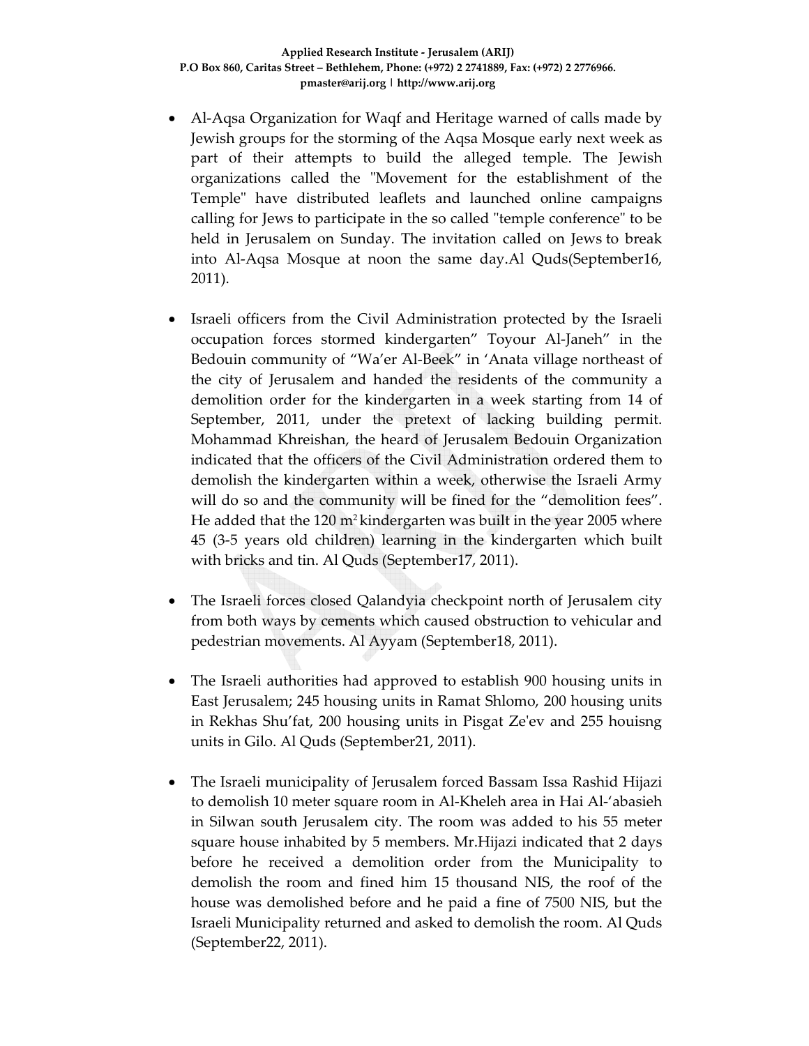- Al-Aqsa Organization for Waqf and Heritage warned of calls made by Jewish groups for the storming of the Aqsa Mosque early next week as part of their attempts to build the alleged temple. The Jewish organizations called the "Movement for the establishment of the Temple" have distributed leaflets and launched online campaigns calling for Jews to participate in the so called "temple conference" to be held in Jerusalem on Sunday. The invitation called on Jews to break into Al-Aqsa Mosque at noon the same day.Al Quds(September16, 2011).

- Israeli officers from the Civil Administration protected by the Israeli occupation forces stormed kindergarten" Toyour Al-Janeh" in the Bedouin community of "Wa'er Al-Beek" in 'Anata village northeast of the city of Jerusalem and handed the residents of the community a demolition order for the kindergarten in a week starting from 14 of September, 2011, under the pretext of lacking building permit. Mohammad Khreishan, the heard of Jerusalem Bedouin Organization indicated that the officers of the Civil Administration ordered them to demolish the kindergarten within a week, otherwise the Israeli Army will do so and the community will be fined for the "demolition fees". He added that the 120 $m^2$ kindergarten was built in the year 2005 where 45 (3-5 years old children) learning in the kindergarten which built with bricks and tin. Al Quds (September17, 2011).

- The Israeli forces closed Qalandyia checkpoint north of Jerusalem city from both ways by cements which caused obstruction to vehicular and pedestrian movements. Al Ayyam (September18, 2011).

- The Israeli authorities had approved to establish 900 housing units in East Jerusalem; 245 housing units in Ramat Shlomo, 200 housing units in Rekhas Shu'fat, 200 housing units in Pisgat Ze'ev and 255 houisng units in Gilo. Al Quds (September21, 2011).

- The Israeli municipality of Jerusalem forced Bassam Issa Rashid Hijazi to demolish 10 meter square room in Al-Kheleh area in Hai Al-'abasieh in Silwan south Jerusalem city. The room was added to his 55 meter square house inhabited by 5 members. Mr.Hijazi indicated that 2 days before he received a demolition order from the Municipality to demolish the room and fined him 15 thousand NIS, the roof of the house was demolished before and he paid a fine of 7500 NIS, but the Israeli Municipality returned and asked to demolish the room. Al Quds (September22, 2011).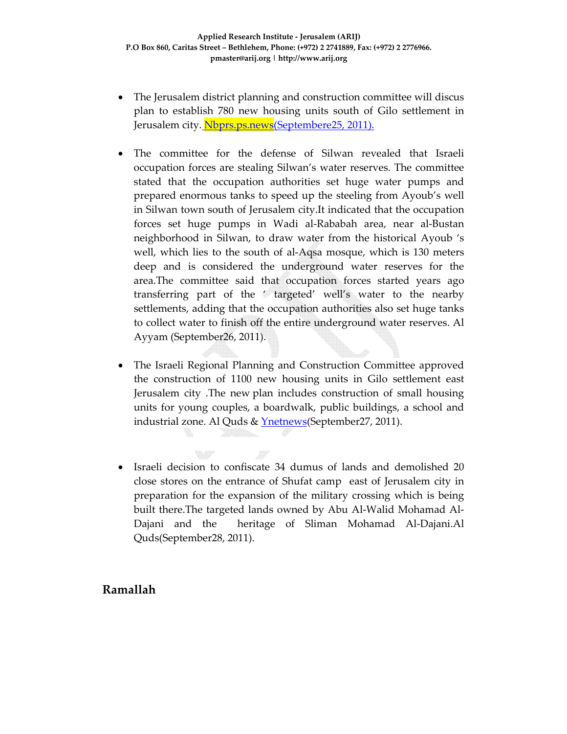- The Jerusalem district planning and construction committee will discus plan to establish 780 new housing units south of Gilo settlement in Jerusalem city. Nbprs.ps.news(Septembere25, 2011).

- The committee for the defense of Silwan revealed that Israeli occupation forces are stealing Silwan's water reserves. The committee stated that the occupation authorities set huge water pumps and prepared enormous tanks to speed up the steeling from Ayoub's well in Silwan town south of Jerusalem city.It indicated that the occupation forces set huge pumps in Wadi al-Rababah area, near al-Bustan neighborhood in Silwan, to draw water from the historical Ayoub 's well, which lies to the south of al-Aqsa mosque, which is 130 meters deep and is considered the underground water reserves for the area.The committee said that occupation forces started years ago transferring part of the ' targeted' well's water to the nearby settlements, adding that the occupation authorities also set huge tanks to collect water to finish off the entire underground water reserves. Al Ayyam (September26, 2011).

- The Israeli Regional Planning and Construction Committee approved the construction of 1100 new housing units in Gilo settlement east Jerusalem city .The new plan includes construction of small housing units for young couples, a boardwalk, public buildings, a school and industrial zone. Al Quds & Ynetnews(September27, 2011).

- Israeli decision to confiscate 34 dumus of lands and demolished 20 close stores on the entrance of Shufat camp east of Jerusalem city in preparation for the expansion of the military crossing which is being built there.The targeted lands owned by Abu Al-Walid Mohamad Al-Dajani and the heritage of Sliman Mohamad Al-Dajani.Al Quds(September28, 2011).

## Ramallah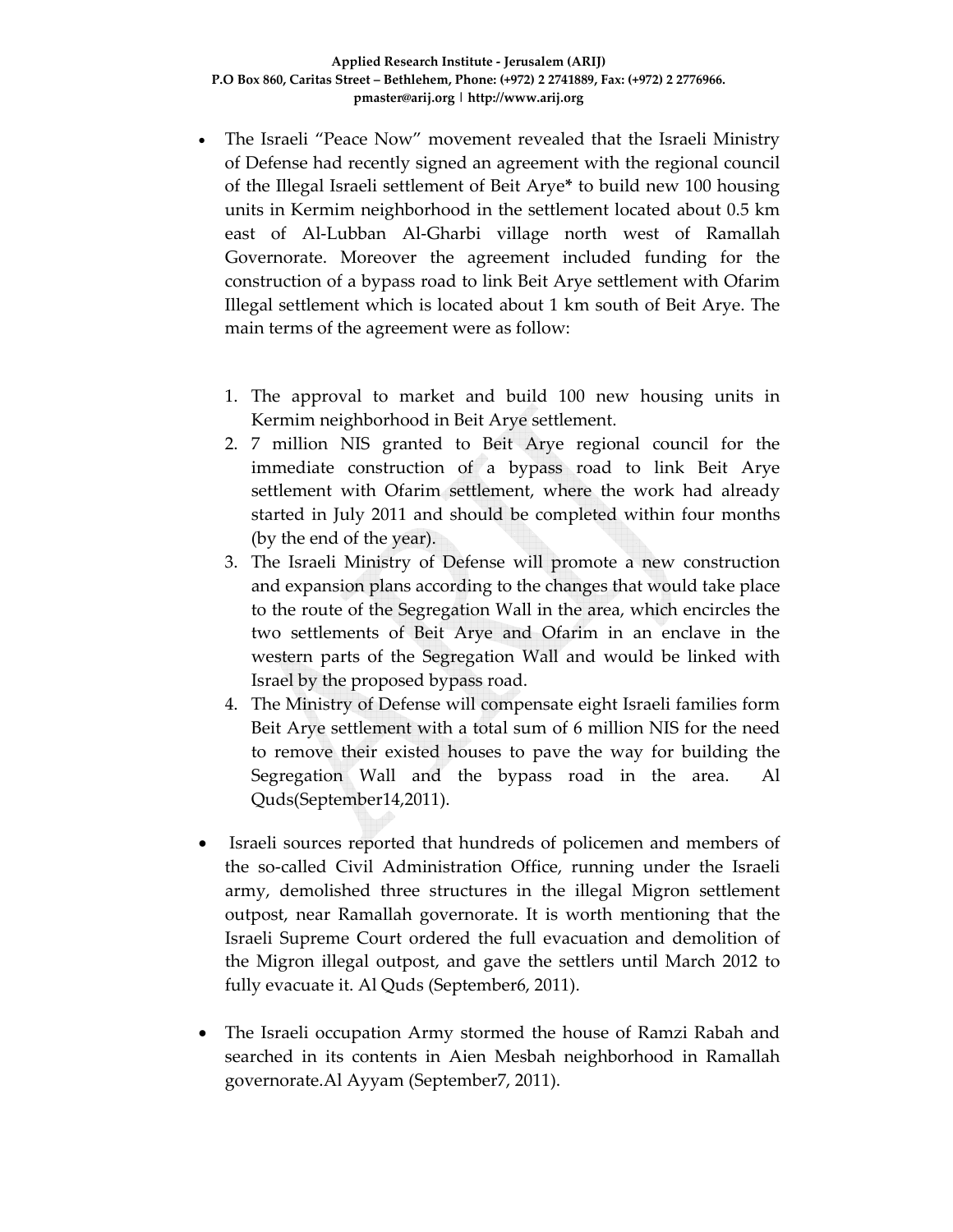- The Israeli "Peace Now" movement revealed that the Israeli Ministry of Defense had recently signed an agreement with the regional council of the Illegal Israeli settlement of Beit Arye* to build new 100 housing units in Kermim neighborhood in the settlement located about 0.5 km east of Al-Lubban Al-Gharbi village north west of Ramallah Governorate. Moreover the agreement included funding for the construction of a bypass road to link Beit Arye settlement with Ofarim Illegal settlement which is located about 1 km south of Beit Arye. The main terms of the agreement were as follow:

  1. The approval to market and build 100 new housing units in Kermim neighborhood in Beit Arye settlement.
  2. 7 million NIS granted to Beit Arye regional council for the immediate construction of a bypass road to link Beit Arye settlement with Ofarim settlement, where the work had already started in July 2011 and should be completed within four months (by the end of the year).
  3. The Israeli Ministry of Defense will promote a new construction and expansion plans according to the changes that would take place to the route of the Segregation Wall in the area, which encircles the two settlements of Beit Arye and Ofarim in an enclave in the western parts of the Segregation Wall and would be linked with Israel by the proposed bypass road.
  4. The Ministry of Defense will compensate eight Israeli families form Beit Arye settlement with a total sum of 6 million NIS for the need to remove their existed houses to pave the way for building the Segregation Wall and the bypass road in the area. Al Quds(September14,2011).

- Israeli sources reported that hundreds of policemen and members of the so-called Civil Administration Office, running under the Israeli army, demolished three structures in the illegal Migron settlement outpost, near Ramallah governorate. It is worth mentioning that the Israeli Supreme Court ordered the full evacuation and demolition of the Migron illegal outpost, and gave the settlers until March 2012 to fully evacuate it. Al Quds (September6, 2011).

- The Israeli occupation Army stormed the house of Ramzi Rabah and searched in its contents in Aien Mesbah neighborhood in Ramallah governorate.Al Ayyam (September7, 2011).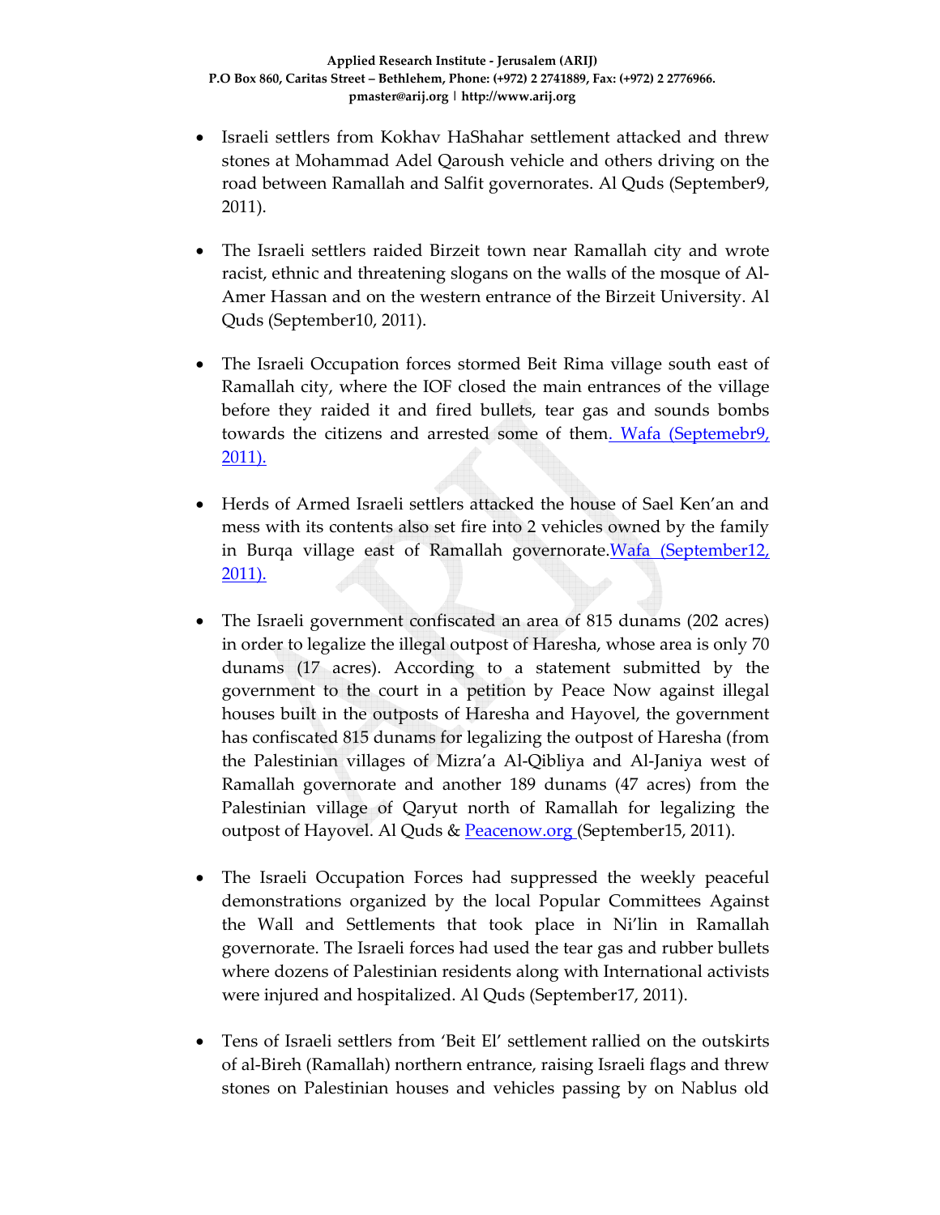- Israeli settlers from Kokhav HaShahar settlement attacked and threw stones at Mohammad Adel Qaroush vehicle and others driving on the road between Ramallah and Salfit governorates. Al Quds (September9, 2011).

- The Israeli settlers raided Birzeit town near Ramallah city and wrote racist, ethnic and threatening slogans on the walls of the mosque of Al-Amer Hassan and on the western entrance of the Birzeit University. Al Quds (September10, 2011).

- The Israeli Occupation forces stormed Beit Rima village south east of Ramallah city, where the IOF closed the main entrances of the village before they raided it and fired bullets, tear gas and sounds bombs towards the citizens and arrested some of them. Wafa (Septemebr9, 2011).

- Herds of Armed Israeli settlers attacked the house of Sael Ken'an and mess with its contents also set fire into 2 vehicles owned by the family in Burqa village east of Ramallah governorate.Wafa (September12, 2011).

- The Israeli government confiscated an area of 815 dunams (202 acres) in order to legalize the illegal outpost of Haresha, whose area is only 70 dunams (17 acres). According to a statement submitted by the government to the court in a petition by Peace Now against illegal houses built in the outposts of Haresha and Hayovel, the government has confiscated 815 dunams for legalizing the outpost of Haresha (from the Palestinian villages of Mizra'a Al-Qibliya and Al-Janiya west of Ramallah governorate and another 189 dunams (47 acres) from the Palestinian village of Qaryut north of Ramallah for legalizing the outpost of Hayovel. Al Quds & Peacenow.org (September15, 2011).

- The Israeli Occupation Forces had suppressed the weekly peaceful demonstrations organized by the local Popular Committees Against the Wall and Settlements that took place in Ni'lin in Ramallah governorate. The Israeli forces had used the tear gas and rubber bullets where dozens of Palestinian residents along with International activists were injured and hospitalized. Al Quds (September17, 2011).

- Tens of Israeli settlers from 'Beit El' settlement rallied on the outskirts of al-Bireh (Ramallah) northern entrance, raising Israeli flags and threw stones on Palestinian houses and vehicles passing by on Nablus old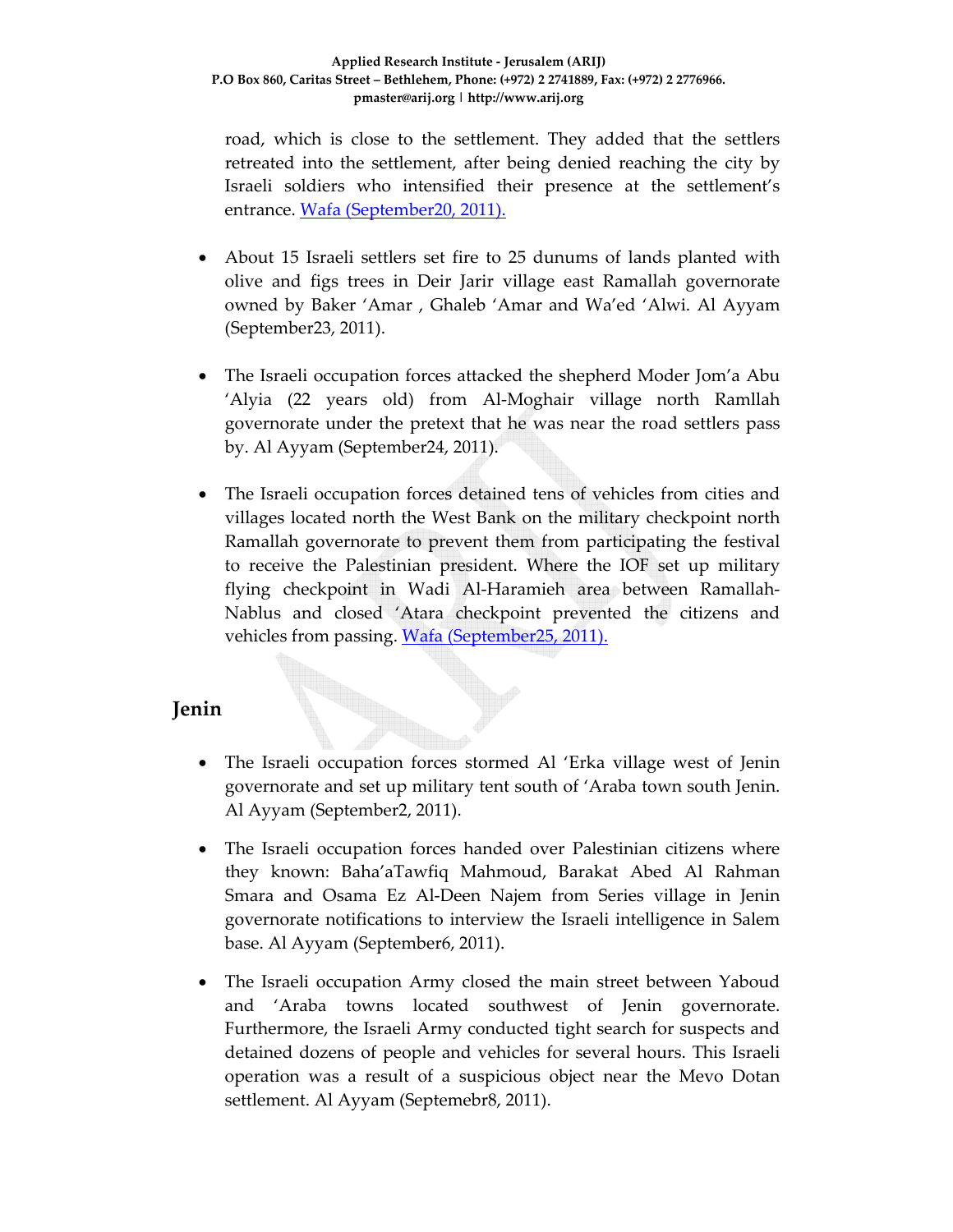road, which is close to the settlement. They added that the settlers retreated into the settlement, after being denied reaching the city by Israeli soldiers who intensified their presence at the settlement's entrance. [Wafa (September20, 2011).](#)

- About 15 Israeli settlers set fire to 25 dunums of lands planted with olive and figs trees in Deir Jarir village east Ramallah governorate owned by Baker 'Amar , Ghaleb 'Amar and Wa'ed 'Alwi. Al Ayyam (September23, 2011).

- The Israeli occupation forces attacked the shepherd Moder Jom'a Abu 'Alyia (22 years old) from Al-Moghair village north Ramllah governorate under the pretext that he was near the road settlers pass by. Al Ayyam (September24, 2011).

- The Israeli occupation forces detained tens of vehicles from cities and villages located north the West Bank on the military checkpoint north Ramallah governorate to prevent them from participating the festival to receive the Palestinian president. Where the IOF set up military flying checkpoint in Wadi Al-Haramieh area between Ramallah-Nablus and closed 'Atara checkpoint prevented the citizens and vehicles from passing. [Wafa (September25, 2011).](#)

## Jenin

- The Israeli occupation forces stormed Al 'Erka village west of Jenin governorate and set up military tent south of 'Araba town south Jenin. Al Ayyam (September2, 2011).

- The Israeli occupation forces handed over Palestinian citizens where they known: Baha'aTawfiq Mahmoud, Barakat Abed Al Rahman Smara and Osama Ez Al-Deen Najem from Series village in Jenin governorate notifications to interview the Israeli intelligence in Salem base. Al Ayyam (September6, 2011).

- The Israeli occupation Army closed the main street between Yaboud and 'Araba towns located southwest of Jenin governorate. Furthermore, the Israeli Army conducted tight search for suspects and detained dozens of people and vehicles for several hours. This Israeli operation was a result of a suspicious object near the Mevo Dotan settlement. Al Ayyam (Septemebr8, 2011).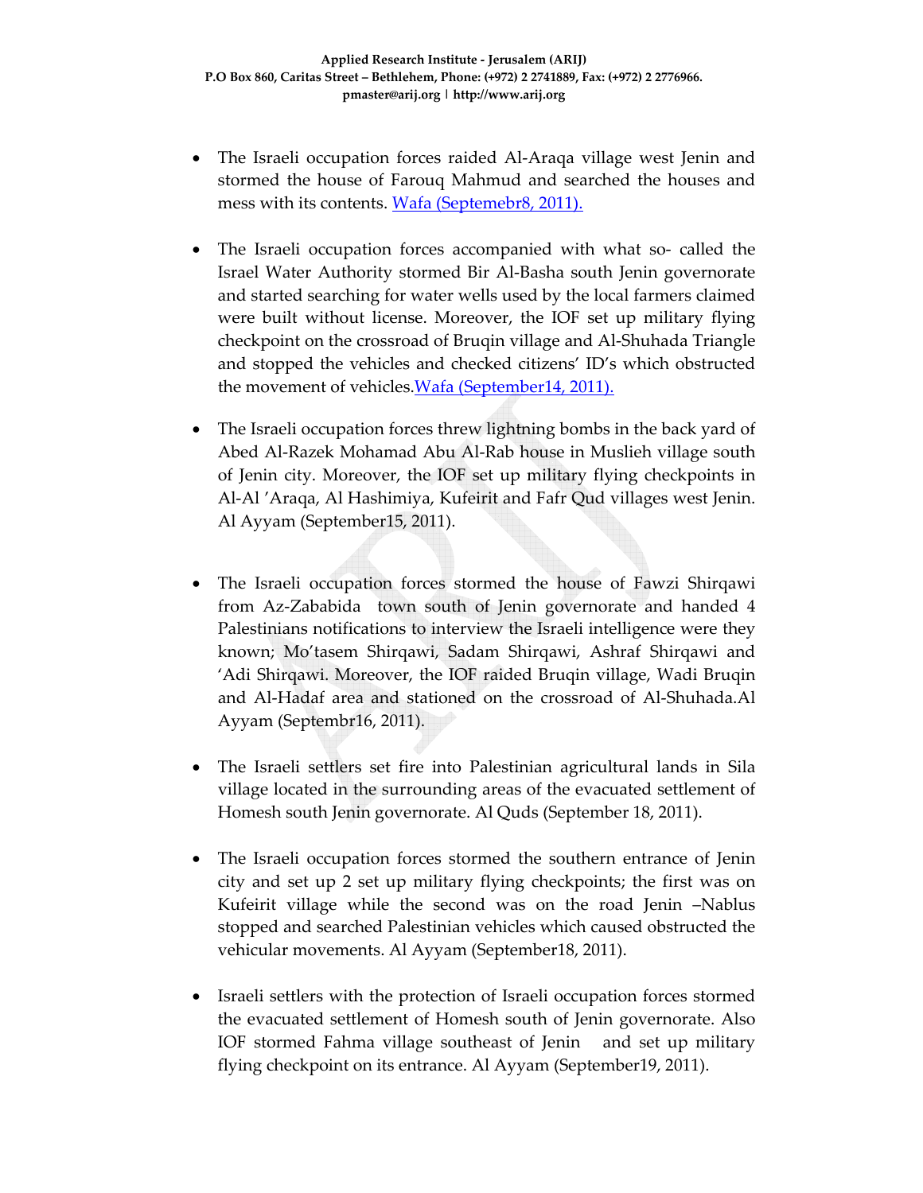- The Israeli occupation forces raided Al-Araqa village west Jenin and stormed the house of Farouq Mahmud and searched the houses and mess with its contents. Wafa (Septemebr8, 2011).

- The Israeli occupation forces accompanied with what so- called the Israel Water Authority stormed Bir Al-Basha south Jenin governorate and started searching for water wells used by the local farmers claimed were built without license. Moreover, the IOF set up military flying checkpoint on the crossroad of Bruqin village and Al-Shuhada Triangle and stopped the vehicles and checked citizens' ID's which obstructed the movement of vehicles.Wafa (September14, 2011).

- The Israeli occupation forces threw lightning bombs in the back yard of Abed Al-Razek Mohamad Abu Al-Rab house in Muslieh village south of Jenin city. Moreover, the IOF set up military flying checkpoints in Al-Al 'Araqa, Al Hashimiya, Kufeirit and Fafr Qud villages west Jenin. Al Ayyam (September15, 2011).

- The Israeli occupation forces stormed the house of Fawzi Shirqawi from Az-Zababida town south of Jenin governorate and handed 4 Palestinians notifications to interview the Israeli intelligence were they known; Mo'tasem Shirqawi, Sadam Shirqawi, Ashraf Shirqawi and 'Adi Shirqawi. Moreover, the IOF raided Bruqin village, Wadi Bruqin and Al-Hadaf area and stationed on the crossroad of Al-Shuhada.Al Ayyam (Septembr16, 2011).

- The Israeli settlers set fire into Palestinian agricultural lands in Sila village located in the surrounding areas of the evacuated settlement of Homesh south Jenin governorate. Al Quds (September 18, 2011).

- The Israeli occupation forces stormed the southern entrance of Jenin city and set up 2 set up military flying checkpoints; the first was on Kufeirit village while the second was on the road Jenin –Nablus stopped and searched Palestinian vehicles which caused obstructed the vehicular movements. Al Ayyam (September18, 2011).

- Israeli settlers with the protection of Israeli occupation forces stormed the evacuated settlement of Homesh south of Jenin governorate. Also IOF stormed Fahma village southeast of Jenin and set up military flying checkpoint on its entrance. Al Ayyam (September19, 2011).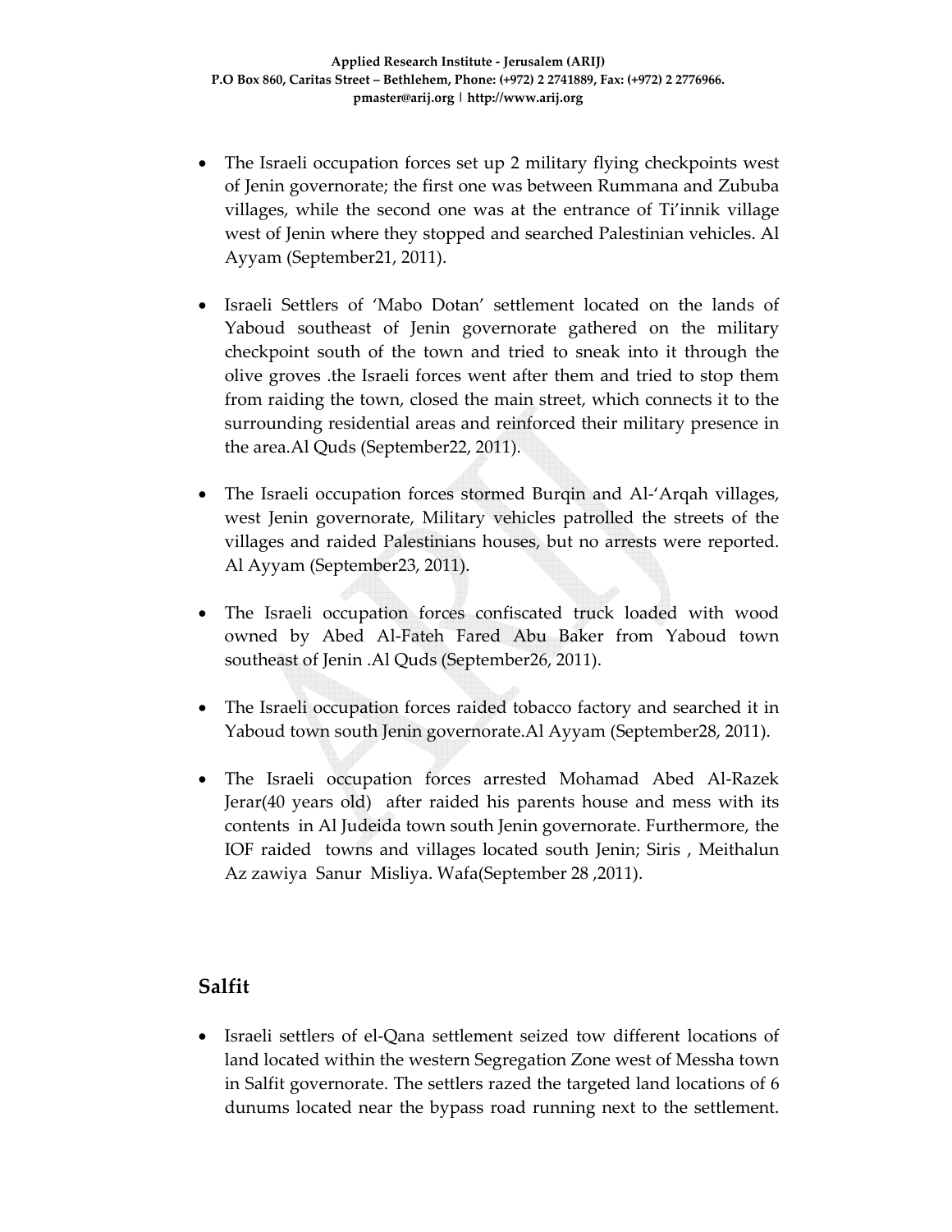- The Israeli occupation forces set up 2 military flying checkpoints west of Jenin governorate; the first one was between Rummana and Zububa villages, while the second one was at the entrance of Ti'innik village west of Jenin where they stopped and searched Palestinian vehicles. Al Ayyam (September21, 2011).

- Israeli Settlers of 'Mabo Dotan' settlement located on the lands of Yaboud southeast of Jenin governorate gathered on the military checkpoint south of the town and tried to sneak into it through the olive groves .the Israeli forces went after them and tried to stop them from raiding the town, closed the main street, which connects it to the surrounding residential areas and reinforced their military presence in the area.Al Quds (September22, 2011).

- The Israeli occupation forces stormed Burqin and Al-'Arqah villages, west Jenin governorate, Military vehicles patrolled the streets of the villages and raided Palestinians houses, but no arrests were reported. Al Ayyam (September23, 2011).

- The Israeli occupation forces confiscated truck loaded with wood owned by Abed Al-Fateh Fared Abu Baker from Yaboud town southeast of Jenin .Al Quds (September26, 2011).

- The Israeli occupation forces raided tobacco factory and searched it in Yaboud town south Jenin governorate.Al Ayyam (September28, 2011).

- The Israeli occupation forces arrested Mohamad Abed Al-Razek Jerar(40 years old) after raided his parents house and mess with its contents in Al Judeida town south Jenin governorate. Furthermore, the IOF raided towns and villages located south Jenin; Siris , Meithalun Az zawiya Sanur Misliya. Wafa(September 28 ,2011).

## Salfit

- Israeli settlers of el-Qana settlement seized tow different locations of land located within the western Segregation Zone west of Messha town in Salfit governorate. The settlers razed the targeted land locations of 6 dunums located near the bypass road running next to the settlement.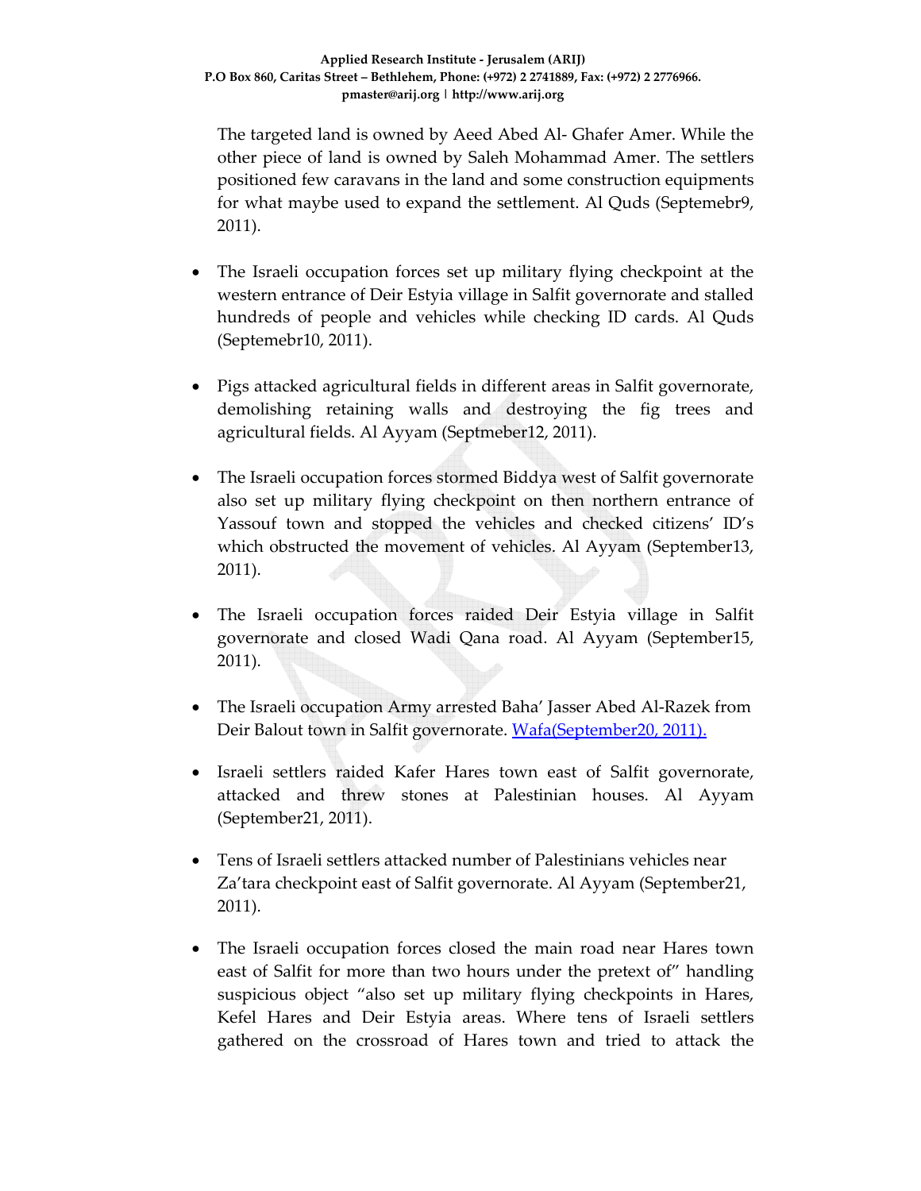The targeted land is owned by Aeed Abed Al- Ghafer Amer. While the other piece of land is owned by Saleh Mohammad Amer. The settlers positioned few caravans in the land and some construction equipments for what maybe used to expand the settlement. Al Quds (Septemebr9, 2011).

- The Israeli occupation forces set up military flying checkpoint at the western entrance of Deir Estyia village in Salfit governorate and stalled hundreds of people and vehicles while checking ID cards. Al Quds (Septemebr10, 2011).

- Pigs attacked agricultural fields in different areas in Salfit governorate, demolishing retaining walls and destroying the fig trees and agricultural fields. Al Ayyam (Septmeber12, 2011).

- The Israeli occupation forces stormed Biddya west of Salfit governorate also set up military flying checkpoint on then northern entrance of Yassouf town and stopped the vehicles and checked citizens' ID's which obstructed the movement of vehicles. Al Ayyam (September13, 2011).

- The Israeli occupation forces raided Deir Estyia village in Salfit governorate and closed Wadi Qana road. Al Ayyam (September15, 2011).

- The Israeli occupation Army arrested Baha' Jasser Abed Al-Razek from Deir Balout town in Salfit governorate. Wafa(September20, 2011).

- Israeli settlers raided Kafer Hares town east of Salfit governorate, attacked and threw stones at Palestinian houses. Al Ayyam (September21, 2011).

- Tens of Israeli settlers attacked number of Palestinians vehicles near Za'tara checkpoint east of Salfit governorate. Al Ayyam (September21, 2011).

- The Israeli occupation forces closed the main road near Hares town east of Salfit for more than two hours under the pretext of" handling suspicious object "also set up military flying checkpoints in Hares, Kefel Hares and Deir Estyia areas. Where tens of Israeli settlers gathered on the crossroad of Hares town and tried to attack the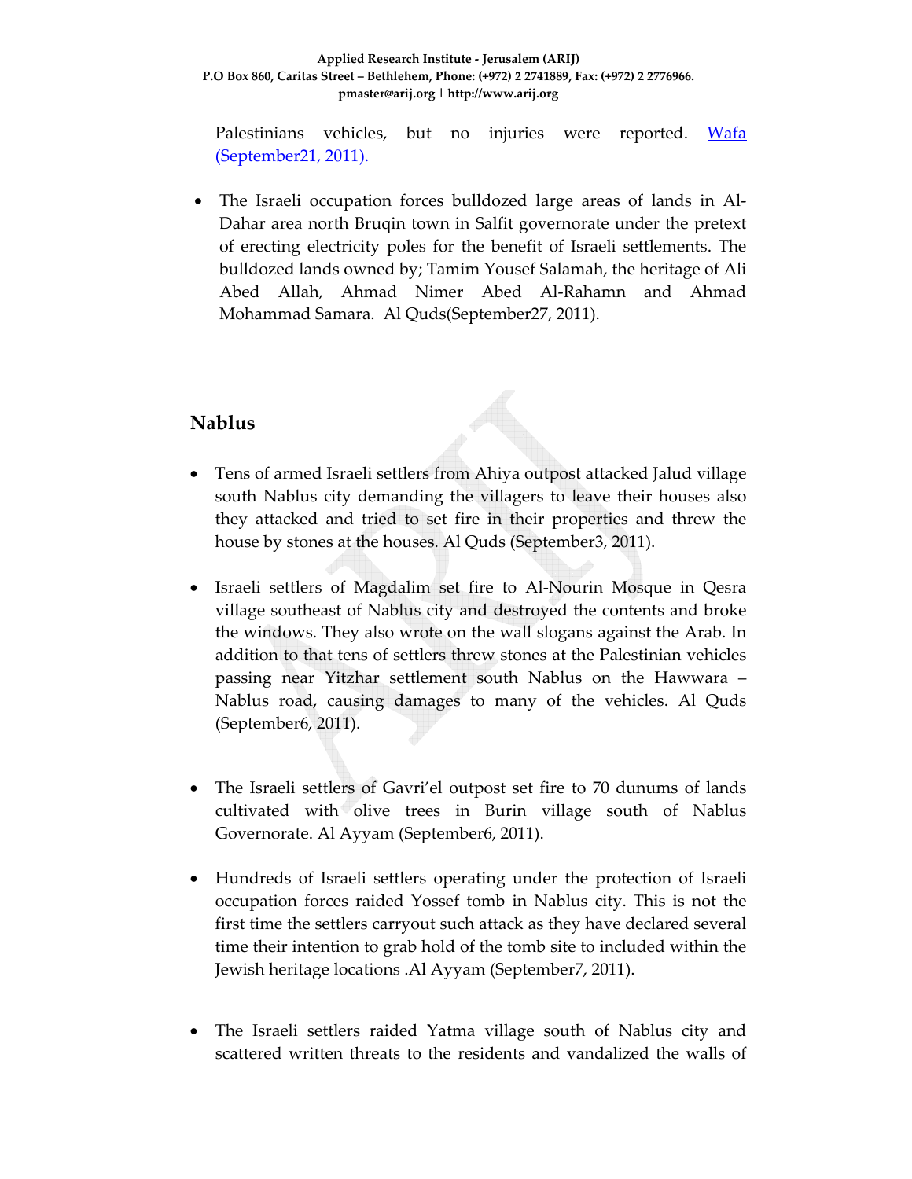Palestinians vehicles, but no injuries were reported. [Wafa (September21, 2011).]

- The Israeli occupation forces bulldozed large areas of lands in Al-Dahar area north Bruqin town in Salfit governorate under the pretext of erecting electricity poles for the benefit of Israeli settlements. The bulldozed lands owned by; Tamim Yousef Salamah, the heritage of Ali Abed Allah, Ahmad Nimer Abed Al-Rahamn and Ahmad Mohammad Samara. Al Quds(September27, 2011).

## Nablus

- Tens of armed Israeli settlers from Ahiya outpost attacked Jalud village south Nablus city demanding the villagers to leave their houses also they attacked and tried to set fire in their properties and threw the house by stones at the houses. Al Quds (September3, 2011).

- Israeli settlers of Magdalim set fire to Al-Nourin Mosque in Qesra village southeast of Nablus city and destroyed the contents and broke the windows. They also wrote on the wall slogans against the Arab. In addition to that tens of settlers threw stones at the Palestinian vehicles passing near Yitzhar settlement south Nablus on the Hawwara – Nablus road, causing damages to many of the vehicles. Al Quds (September6, 2011).

- The Israeli settlers of Gavri'el outpost set fire to 70 dunums of lands cultivated with olive trees in Burin village south of Nablus Governorate. Al Ayyam (September6, 2011).

- Hundreds of Israeli settlers operating under the protection of Israeli occupation forces raided Yossef tomb in Nablus city. This is not the first time the settlers carryout such attack as they have declared several time their intention to grab hold of the tomb site to included within the Jewish heritage locations .Al Ayyam (September7, 2011).

- The Israeli settlers raided Yatma village south of Nablus city and scattered written threats to the residents and vandalized the walls of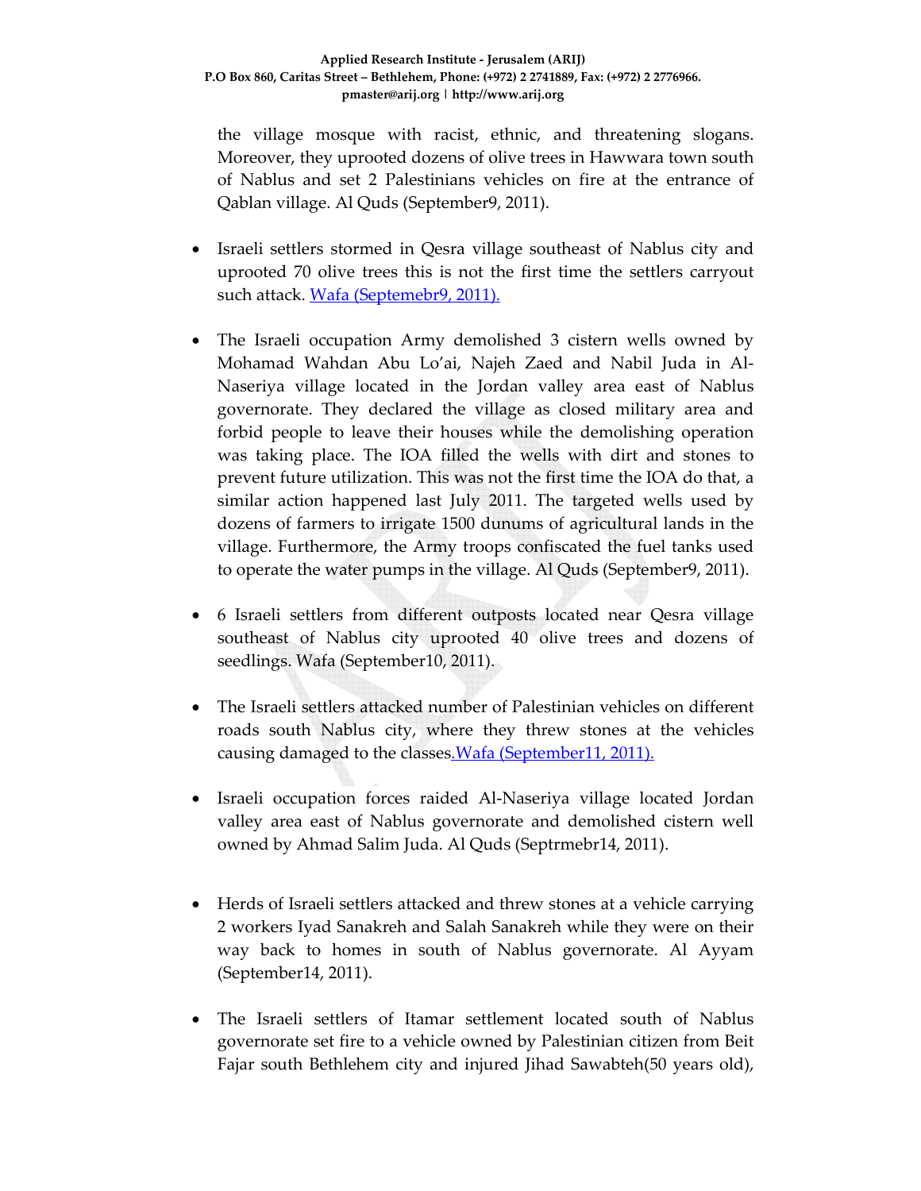the village mosque with racist, ethnic, and threatening slogans. Moreover, they uprooted dozens of olive trees in Hawwara town south of Nablus and set 2 Palestinians vehicles on fire at the entrance of Qablan village. Al Quds (September9, 2011).

- Israeli settlers stormed in Qesra village southeast of Nablus city and uprooted 70 olive trees this is not the first time the settlers carryout such attack. Wafa (Septemebr9, 2011).

- The Israeli occupation Army demolished 3 cistern wells owned by Mohamad Wahdan Abu Lo'ai, Najeh Zaed and Nabil Juda in Al-Naseriya village located in the Jordan valley area east of Nablus governorate. They declared the village as closed military area and forbid people to leave their houses while the demolishing operation was taking place. The IOA filled the wells with dirt and stones to prevent future utilization. This was not the first time the IOA do that, a similar action happened last July 2011. The targeted wells used by dozens of farmers to irrigate 1500 dunums of agricultural lands in the village. Furthermore, the Army troops confiscated the fuel tanks used to operate the water pumps in the village. Al Quds (September9, 2011).

- 6 Israeli settlers from different outposts located near Qesra village southeast of Nablus city uprooted 40 olive trees and dozens of seedlings. Wafa (September10, 2011).

- The Israeli settlers attacked number of Palestinian vehicles on different roads south Nablus city, where they threw stones at the vehicles causing damaged to the classes.Wafa (September11, 2011).

- Israeli occupation forces raided Al-Naseriya village located Jordan valley area east of Nablus governorate and demolished cistern well owned by Ahmad Salim Juda. Al Quds (Septrmebr14, 2011).

- Herds of Israeli settlers attacked and threw stones at a vehicle carrying 2 workers Iyad Sanakreh and Salah Sanakreh while they were on their way back to homes in south of Nablus governorate. Al Ayyam (September14, 2011).

- The Israeli settlers of Itamar settlement located south of Nablus governorate set fire to a vehicle owned by Palestinian citizen from Beit Fajar south Bethlehem city and injured Jihad Sawabteh(50 years old),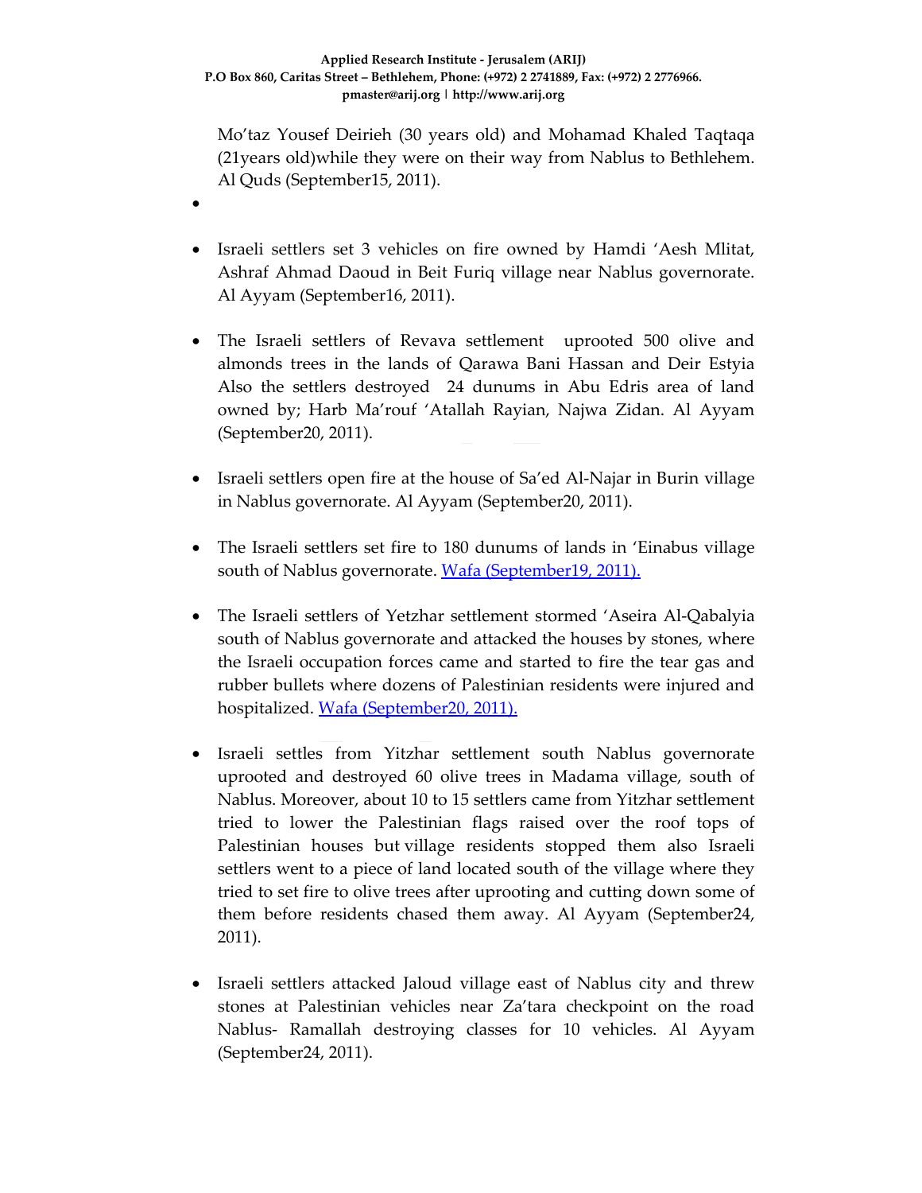Mo'taz Yousef Deirieh (30 years old) and Mohamad Khaled Taqtaqa (21years old)while they were on their way from Nablus to Bethlehem. Al Quds (September15, 2011).

- Israeli settlers set 3 vehicles on fire owned by Hamdi 'Aesh Mlitat, Ashraf Ahmad Daoud in Beit Furiq village near Nablus governorate. Al Ayyam (September16, 2011).

- The Israeli settlers of Revava settlement uprooted 500 olive and almonds trees in the lands of Qarawa Bani Hassan and Deir Estyia Also the settlers destroyed 24 dunums in Abu Edris area of land owned by; Harb Ma'rouf 'Atallah Rayian, Najwa Zidan. Al Ayyam (September20, 2011).

- Israeli settlers open fire at the house of Sa'ed Al-Najar in Burin village in Nablus governorate. Al Ayyam (September20, 2011).

- The Israeli settlers set fire to 180 dunums of lands in 'Einabus village south of Nablus governorate. Wafa (September19, 2011).

- The Israeli settlers of Yetzhar settlement stormed 'Aseira Al-Qabalyia south of Nablus governorate and attacked the houses by stones, where the Israeli occupation forces came and started to fire the tear gas and rubber bullets where dozens of Palestinian residents were injured and hospitalized. Wafa (September20, 2011).

- Israeli settles from Yitzhar settlement south Nablus governorate uprooted and destroyed 60 olive trees in Madama village, south of Nablus. Moreover, about 10 to 15 settlers came from Yitzhar settlement tried to lower the Palestinian flags raised over the roof tops of Palestinian houses but village residents stopped them also Israeli settlers went to a piece of land located south of the village where they tried to set fire to olive trees after uprooting and cutting down some of them before residents chased them away. Al Ayyam (September24, 2011).

- Israeli settlers attacked Jaloud village east of Nablus city and threw stones at Palestinian vehicles near Za'tara checkpoint on the road Nablus- Ramallah destroying classes for 10 vehicles. Al Ayyam (September24, 2011).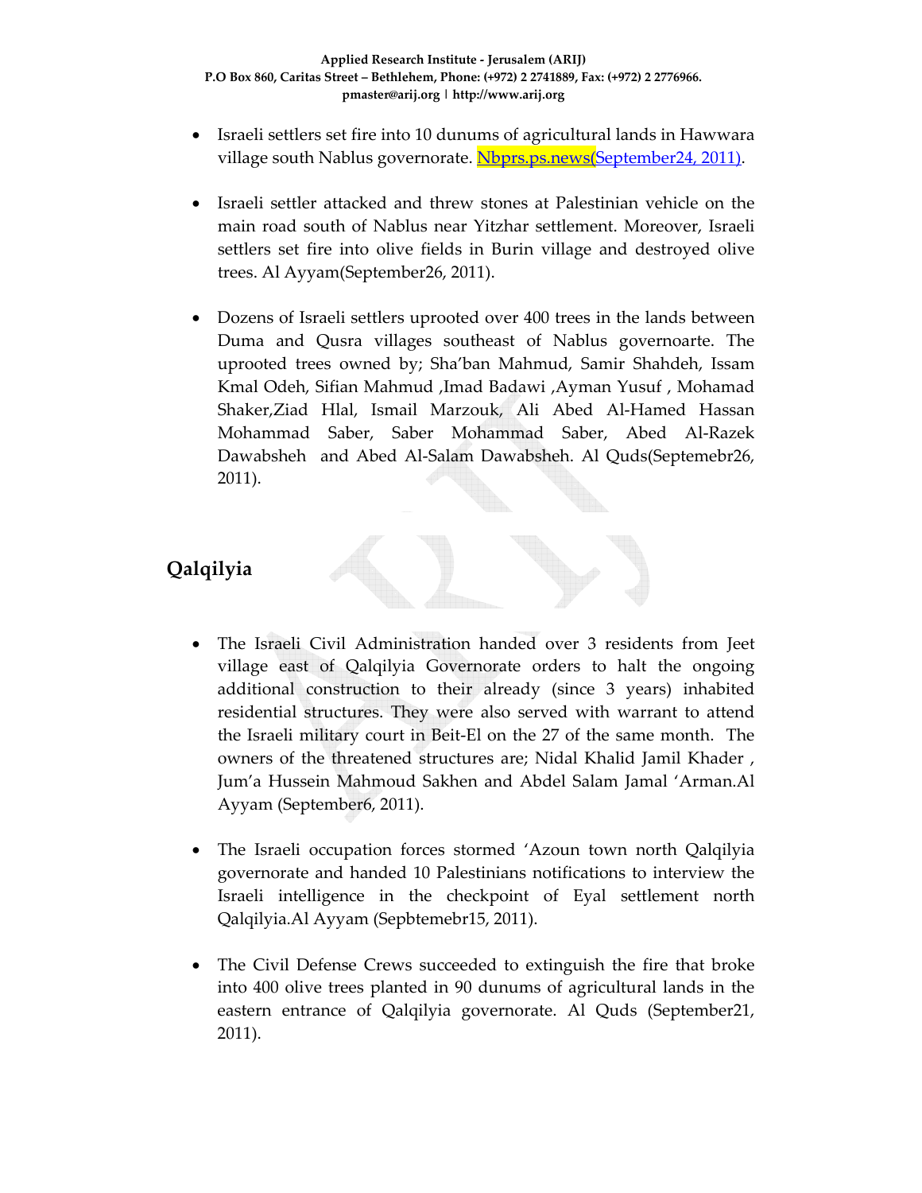- Israeli settlers set fire into 10 dunums of agricultural lands in Hawwara village south Nablus governorate. Nbprs.ps.news(September24, 2011).

- Israeli settler attacked and threw stones at Palestinian vehicle on the main road south of Nablus near Yitzhar settlement. Moreover, Israeli settlers set fire into olive fields in Burin village and destroyed olive trees. Al Ayyam(September26, 2011).

- Dozens of Israeli settlers uprooted over 400 trees in the lands between Duma and Qusra villages southeast of Nablus governoarte. The uprooted trees owned by; Sha'ban Mahmud, Samir Shahdeh, Issam Kmal Odeh, Sifian Mahmud ,Imad Badawi ,Ayman Yusuf , Mohamad Shaker,Ziad Hlal, Ismail Marzouk, Ali Abed Al-Hamed Hassan Mohammad Saber, Saber Mohammad Saber, Abed Al-Razek Dawabsheh and Abed Al-Salam Dawabsheh. Al Quds(Septemebr26, 2011).

## Qalqilyia

- The Israeli Civil Administration handed over 3 residents from Jeet village east of Qalqilyia Governorate orders to halt the ongoing additional construction to their already (since 3 years) inhabited residential structures. They were also served with warrant to attend the Israeli military court in Beit-El on the 27 of the same month. The owners of the threatened structures are; Nidal Khalid Jamil Khader , Jum'a Hussein Mahmoud Sakhen and Abdel Salam Jamal 'Arman.Al Ayyam (September6, 2011).

- The Israeli occupation forces stormed 'Azoun town north Qalqilyia governorate and handed 10 Palestinians notifications to interview the Israeli intelligence in the checkpoint of Eyal settlement north Qalqilyia.Al Ayyam (Sepbtemebr15, 2011).

- The Civil Defense Crews succeeded to extinguish the fire that broke into 400 olive trees planted in 90 dunums of agricultural lands in the eastern entrance of Qalqilyia governorate. Al Quds (September21, 2011).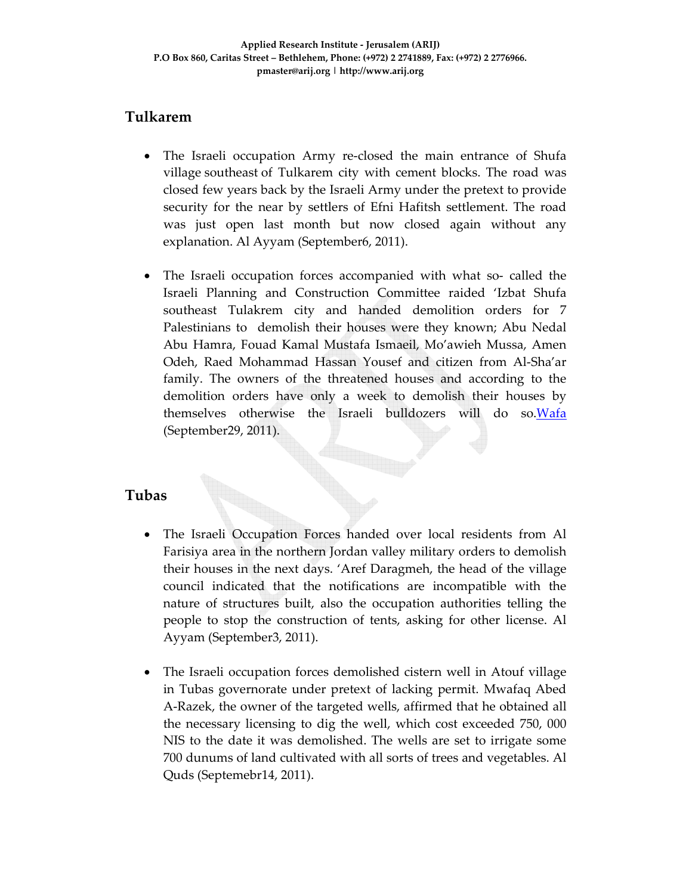## Tulkarem

- The Israeli occupation Army re-closed the main entrance of Shufa village southeast of Tulkarem city with cement blocks. The road was closed few years back by the Israeli Army under the pretext to provide security for the near by settlers of Efni Hafitsh settlement. The road was just open last month but now closed again without any explanation. Al Ayyam (September6, 2011).

- The Israeli occupation forces accompanied with what so- called the Israeli Planning and Construction Committee raided 'Izbat Shufa southeast Tulakrem city and handed demolition orders for 7 Palestinians to demolish their houses were they known; Abu Nedal Abu Hamra, Fouad Kamal Mustafa Ismaeil, Mo'awieh Mussa, Amen Odeh, Raed Mohammad Hassan Yousef and citizen from Al-Sha'ar family. The owners of the threatened houses and according to the demolition orders have only a week to demolish their houses by themselves otherwise the Israeli bulldozers will do so.Wafa (September29, 2011).

## Tubas

- The Israeli Occupation Forces handed over local residents from Al Farisiya area in the northern Jordan valley military orders to demolish their houses in the next days. 'Aref Daragmeh, the head of the village council indicated that the notifications are incompatible with the nature of structures built, also the occupation authorities telling the people to stop the construction of tents, asking for other license. Al Ayyam (September3, 2011).

- The Israeli occupation forces demolished cistern well in Atouf village in Tubas governorate under pretext of lacking permit. Mwafaq Abed A-Razek, the owner of the targeted wells, affirmed that he obtained all the necessary licensing to dig the well, which cost exceeded 750, 000 NIS to the date it was demolished. The wells are set to irrigate some 700 dunums of land cultivated with all sorts of trees and vegetables. Al Quds (Septemebr14, 2011).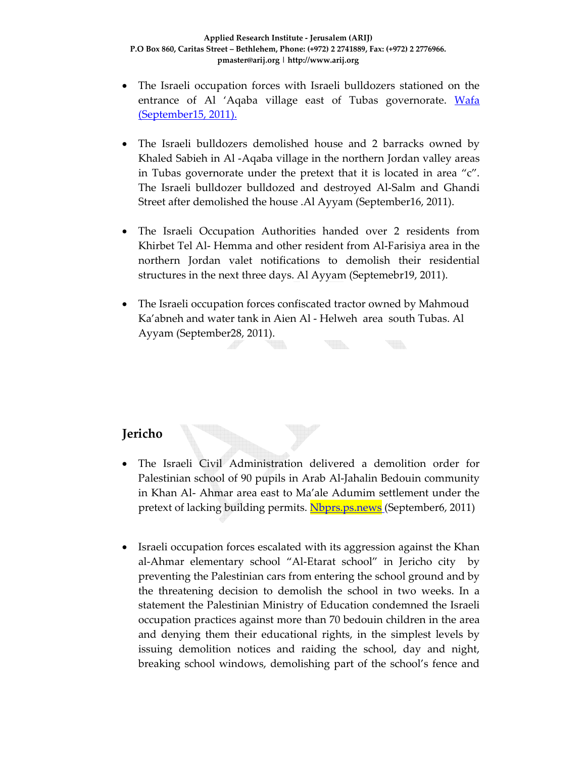- The Israeli occupation forces with Israeli bulldozers stationed on the entrance of Al 'Aqaba village east of Tubas governorate. Wafa (September15, 2011).

- The Israeli bulldozers demolished house and 2 barracks owned by Khaled Sabieh in Al -Aqaba village in the northern Jordan valley areas in Tubas governorate under the pretext that it is located in area "c". The Israeli bulldozer bulldozed and destroyed Al-Salm and Ghandi Street after demolished the house .Al Ayyam (September16, 2011).

- The Israeli Occupation Authorities handed over 2 residents from Khirbet Tel Al- Hemma and other resident from Al-Farisiya area in the northern Jordan valet notifications to demolish their residential structures in the next three days. Al Ayyam (Septemebr19, 2011).

- The Israeli occupation forces confiscated tractor owned by Mahmoud Ka'abneh and water tank in Aien Al - Helweh area south Tubas. Al Ayyam (September28, 2011).

## Jericho

- The Israeli Civil Administration delivered a demolition order for Palestinian school of 90 pupils in Arab Al-Jahalin Bedouin community in Khan Al- Ahmar area east to Ma'ale Adumim settlement under the pretext of lacking building permits. Nbprs.ps.news (September6, 2011)

- Israeli occupation forces escalated with its aggression against the Khan al-Ahmar elementary school "Al-Etarat school" in Jericho city by preventing the Palestinian cars from entering the school ground and by the threatening decision to demolish the school in two weeks. In a statement the Palestinian Ministry of Education condemned the Israeli occupation practices against more than 70 bedouin children in the area and denying them their educational rights, in the simplest levels by issuing demolition notices and raiding the school, day and night, breaking school windows, demolishing part of the school's fence and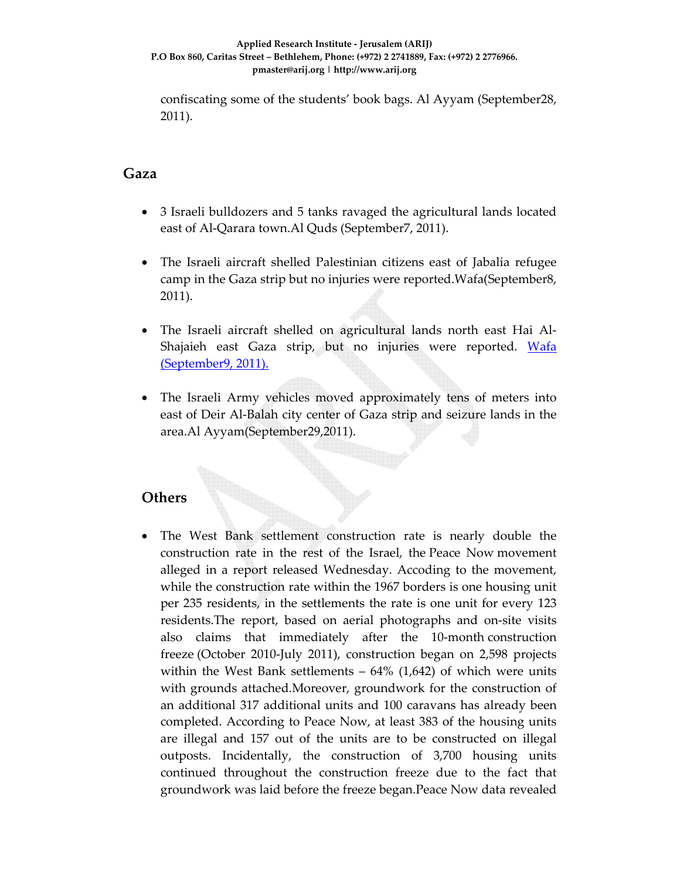confiscating some of the students' book bags. Al Ayyam (September28, 2011).

## Gaza

- 3 Israeli bulldozers and 5 tanks ravaged the agricultural lands located east of Al-Qarara town.Al Quds (September7, 2011).

- The Israeli aircraft shelled Palestinian citizens east of Jabalia refugee camp in the Gaza strip but no injuries were reported.Wafa(September8, 2011).

- The Israeli aircraft shelled on agricultural lands north east Hai Al-Shajaieh east Gaza strip, but no injuries were reported. [Wafa (September9, 2011).]

- The Israeli Army vehicles moved approximately tens of meters into east of Deir Al-Balah city center of Gaza strip and seizure lands in the area.Al Ayyam(September29,2011).

## Others

- The West Bank settlement construction rate is nearly double the construction rate in the rest of the Israel, the Peace Now movement alleged in a report released Wednesday. Accoding to the movement, while the construction rate within the 1967 borders is one housing unit per 235 residents, in the settlements the rate is one unit for every 123 residents.The report, based on aerial photographs and on-site visits also claims that immediately after the 10-month construction freeze (October 2010-July 2011), construction began on 2,598 projects within the West Bank settlements – 64% (1,642) of which were units with grounds attached.Moreover, groundwork for the construction of an additional 317 additional units and 100 caravans has already been completed. According to Peace Now, at least 383 of the housing units are illegal and 157 out of the units are to be constructed on illegal outposts. Incidentally, the construction of 3,700 housing units continued throughout the construction freeze due to the fact that groundwork was laid before the freeze began.Peace Now data revealed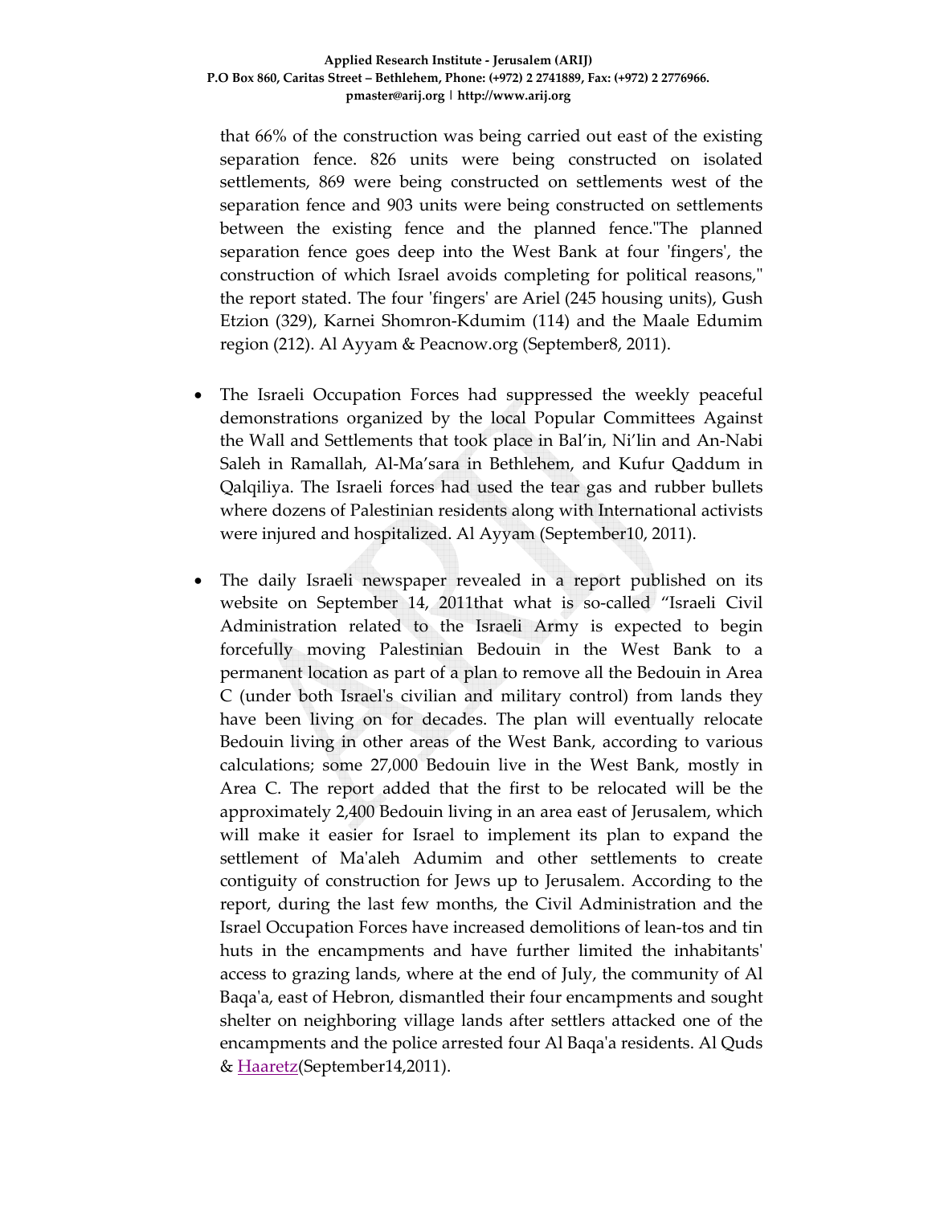that 66% of the construction was being carried out east of the existing separation fence. 826 units were being constructed on isolated settlements, 869 were being constructed on settlements west of the separation fence and 903 units were being constructed on settlements between the existing fence and the planned fence."The planned separation fence goes deep into the West Bank at four 'fingers', the construction of which Israel avoids completing for political reasons," the report stated. The four 'fingers' are Ariel (245 housing units), Gush Etzion (329), Karnei Shomron-Kdumim (114) and the Maale Edumim region (212). Al Ayyam & Peacnow.org (September8, 2011).

- The Israeli Occupation Forces had suppressed the weekly peaceful demonstrations organized by the local Popular Committees Against the Wall and Settlements that took place in Bal'in, Ni'lin and An-Nabi Saleh in Ramallah, Al-Ma'sara in Bethlehem, and Kufur Qaddum in Qalqiliya. The Israeli forces had used the tear gas and rubber bullets where dozens of Palestinian residents along with International activists were injured and hospitalized. Al Ayyam (September10, 2011).

- The daily Israeli newspaper revealed in a report published on its website on September 14, 2011that what is so-called "Israeli Civil Administration related to the Israeli Army is expected to begin forcefully moving Palestinian Bedouin in the West Bank to a permanent location as part of a plan to remove all the Bedouin in Area C (under both Israel's civilian and military control) from lands they have been living on for decades. The plan will eventually relocate Bedouin living in other areas of the West Bank, according to various calculations; some 27,000 Bedouin live in the West Bank, mostly in Area C. The report added that the first to be relocated will be the approximately 2,400 Bedouin living in an area east of Jerusalem, which will make it easier for Israel to implement its plan to expand the settlement of Ma'aleh Adumim and other settlements to create contiguity of construction for Jews up to Jerusalem. According to the report, during the last few months, the Civil Administration and the Israel Occupation Forces have increased demolitions of lean-tos and tin huts in the encampments and have further limited the inhabitants' access to grazing lands, where at the end of July, the community of Al Baqa'a, east of Hebron, dismantled their four encampments and sought shelter on neighboring village lands after settlers attacked one of the encampments and the police arrested four Al Baqa'a residents. Al Quds & Haaretz(September14,2011).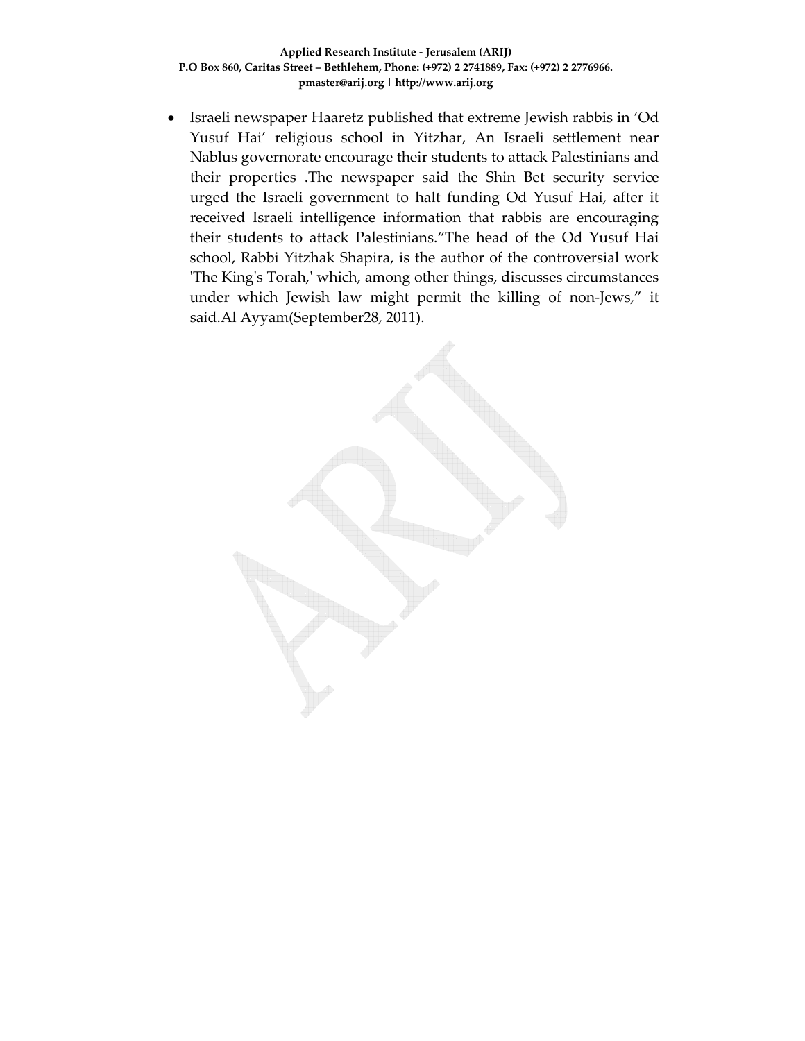- Israeli newspaper Haaretz published that extreme Jewish rabbis in 'Od Yusuf Hai' religious school in Yitzhar, An Israeli settlement near Nablus governorate encourage their students to attack Palestinians and their properties .The newspaper said the Shin Bet security service urged the Israeli government to halt funding Od Yusuf Hai, after it received Israeli intelligence information that rabbis are encouraging their students to attack Palestinians."The head of the Od Yusuf Hai school, Rabbi Yitzhak Shapira, is the author of the controversial work 'The King's Torah,' which, among other things, discusses circumstances under which Jewish law might permit the killing of non-Jews," it said.Al Ayyam(September28, 2011).